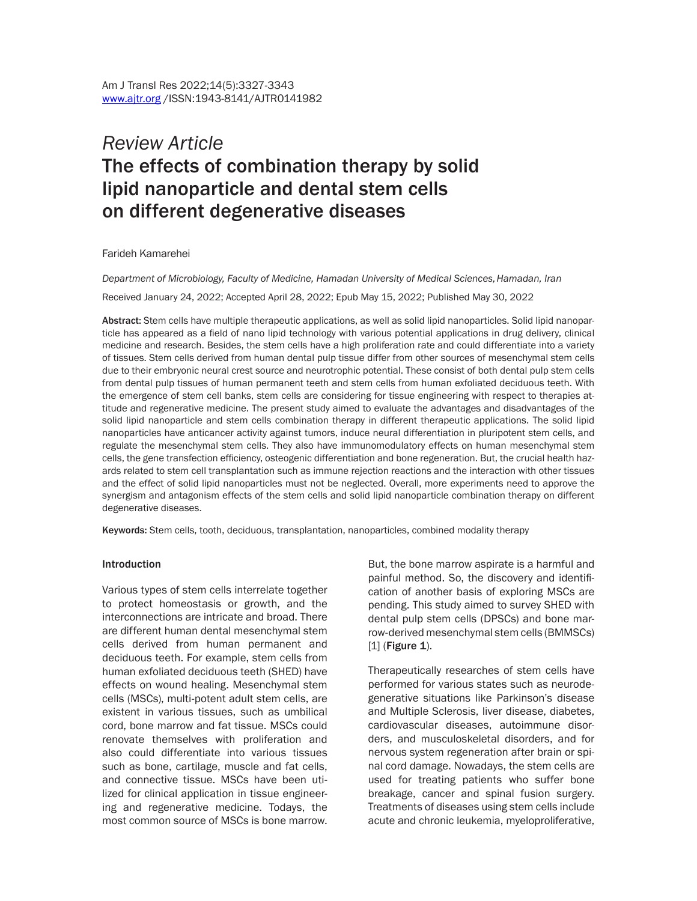*Review Article*

# The effects of combination therapy by solid lipid nanoparticle and dental stem cells on different degenerative diseases

Farideh Kamarehei

*Department of Microbiology, Faculty of Medicine, Hamadan University of Medical Sciences, Hamadan, Iran*

Received January 24, 2022; Accepted April 28, 2022; Epub May 15, 2022; Published May 30, 2022

**Abstract:** Stem cells have multiple therapeutic applications, as well as solid lipid nanoparticles. Solid lipid nanoparticle has appeared as a field of nano lipid technology with various potential applications in drug delivery, clinical medicine and research. Besides, the stem cells have a high proliferation rate and could differentiate into a variety of tissues. Stem cells derived from human dental pulp tissue differ from other sources of mesenchymal stem cells due to their embryonic neural crest source and neurotrophic potential. These consist of both dental pulp stem cells from dental pulp tissues of human permanent teeth and stem cells from human exfoliated deciduous teeth. With the emergence of stem cell banks, stem cells are considering for tissue engineering with respect to therapies attitude and regenerative medicine. The present study aimed to evaluate the advantages and disadvantages of the solid lipid nanoparticle and stem cells combination therapy in different therapeutic applications. The solid lipid nanoparticles have anticancer activity against tumors, induce neural differentiation in pluripotent stem cells, and regulate the mesenchymal stem cells. They also have immunomodulatory effects on human mesenchymal stem cells, the gene transfection efficiency, osteogenic differentiation and bone regeneration. But, the crucial health hazards related to stem cell transplantation such as immune rejection reactions and the interaction with other tissues and the effect of solid lipid nanoparticles must not be neglected. Overall, more experiments need to approve the synergism and antagonism effects of the stem cells and solid lipid nanoparticle combination therapy on different degenerative diseases.

**Keywords:** Stem cells, tooth, deciduous, transplantation, nanoparticles, combined modality therapy

## Introduction

Various types of stem cells interrelate together to protect homeostasis or growth, and the interconnections are intricate and broad. There are different human dental mesenchymal stem cells derived from human permanent and deciduous teeth. For example, stem cells from human exfoliated deciduous teeth (SHED) have effects on wound healing. Mesenchymal stem cells (MSCs), multi-potent adult stem cells, are existent in various tissues, such as umbilical cord, bone marrow and fat tissue. MSCs could renovate themselves with proliferation and also could differentiate into various tissues such as bone, cartilage, muscle and fat cells, and connective tissue. MSCs have been utilized for clinical application in tissue engineering and regenerative medicine. Todays, the most common source of MSCs is bone marrow. But, the bone marrow aspirate is a harmful and painful method. So, the discovery and identification of another basis of exploring MSCs are pending. This study aimed to survey SHED with dental pulp stem cells (DPSCs) and bone marrow-derived mesenchymal stem cells (BMMSCs) [1] (**Figure 1**).

Therapeutically researches of stem cells have performed for various states such as neurodegenerative situations like Parkinson's disease and Multiple Sclerosis, liver disease, diabetes, cardiovascular diseases, autoimmune disorders, and musculoskeletal disorders, and for nervous system regeneration after brain or spinal cord damage. Nowadays, the stem cells are used for treating patients who suffer bone breakage, cancer and spinal fusion surgery. Treatments of diseases using stem cells include acute and chronic leukemia, myeloproliferative,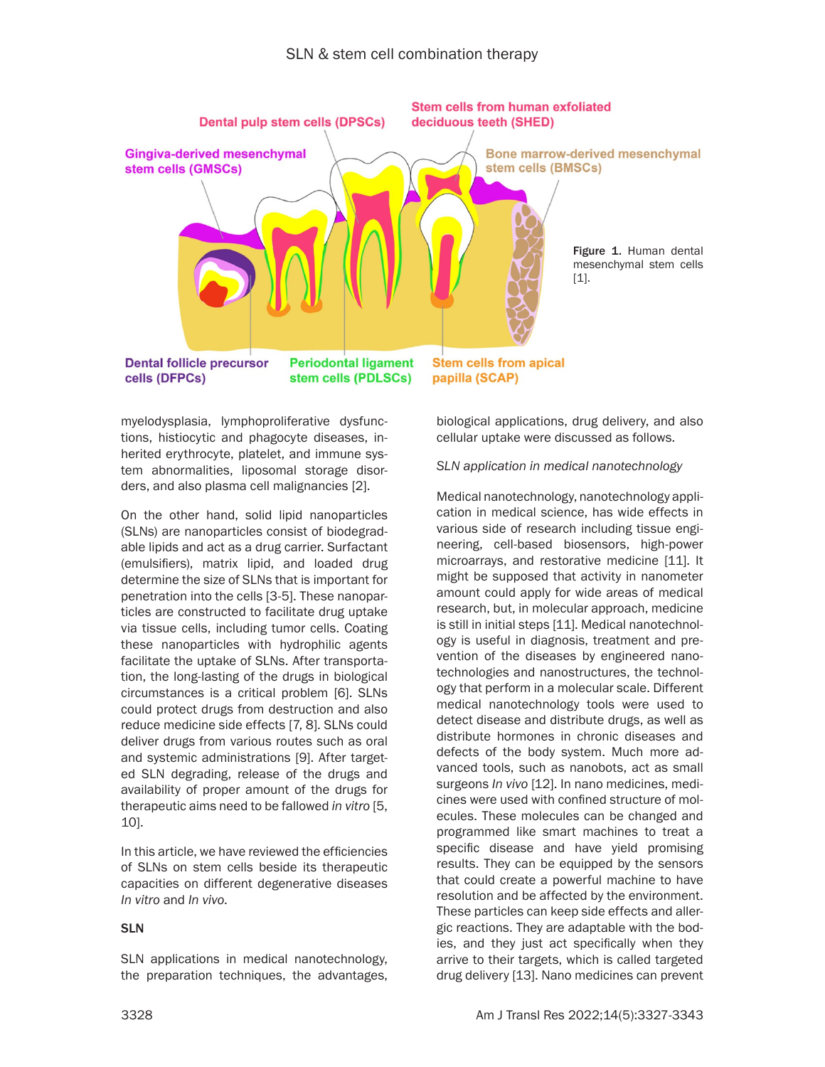Figure 1. Human dental mesenchymal stem cells [1].

myelodysplasia, lymphoproliferative dysfunctions, histiocytic and phagocyte diseases, inherited erythrocyte, platelet, and immune system abnormalities, liposomal storage disorders, and also plasma cell malignancies [2].

On the other hand, solid lipid nanoparticles (SLNs) are nanoparticles consist of biodegradable lipids and act as a drug carrier. Surfactant (emulsifiers), matrix lipid, and loaded drug determine the size of SLNs that is important for penetration into the cells [3-5]. These nanoparticles are constructed to facilitate drug uptake via tissue cells, including tumor cells. Coating these nanoparticles with hydrophilic agents facilitate the uptake of SLNs. After transportation, the long-lasting of the drugs in biological circumstances is a critical problem [6]. SLNs could protect drugs from destruction and also reduce medicine side effects [7, 8]. SLNs could deliver drugs from various routes such as oral and systemic administrations [9]. After targeted SLN degrading, release of the drugs and availability of proper amount of the drugs for therapeutic aims need to be fallowed *in vitro* [5, 10].

In this article, we have reviewed the efficiencies of SLNs on stem cells beside its therapeutic capacities on different degenerative diseases *In vitro* and *In vivo*.

## SLN

SLN applications in medical nanotechnology, the preparation techniques, the advantages, biological applications, drug delivery, and also cellular uptake were discussed as follows.

### *SLN application in medical nanotechnology*

Medical nanotechnology, nanotechnology application in medical science, has wide effects in various side of research including tissue engineering, cell-based biosensors, high-power microarrays, and restorative medicine [11]. It might be supposed that activity in nanometer amount could apply for wide areas of medical research, but, in molecular approach, medicine is still in initial steps [11]. Medical nanotechnology is useful in diagnosis, treatment and prevention of the diseases by engineered nanotechnologies and nanostructures, the technology that perform in a molecular scale. Different medical nanotechnology tools were used to detect disease and distribute drugs, as well as distribute hormones in chronic diseases and defects of the body system. Much more advanced tools, such as nanobots, act as small surgeons *In vivo* [12]. In nano medicines, medicines were used with confined structure of molecules. These molecules can be changed and programmed like smart machines to treat a specific disease and have yield promising results. They can be equipped by the sensors that could create a powerful machine to have resolution and be affected by the environment. These particles can keep side effects and allergic reactions. They are adaptable with the bodies, and they just act specifically when they arrive to their targets, which is called targeted drug delivery [13]. Nano medicines can prevent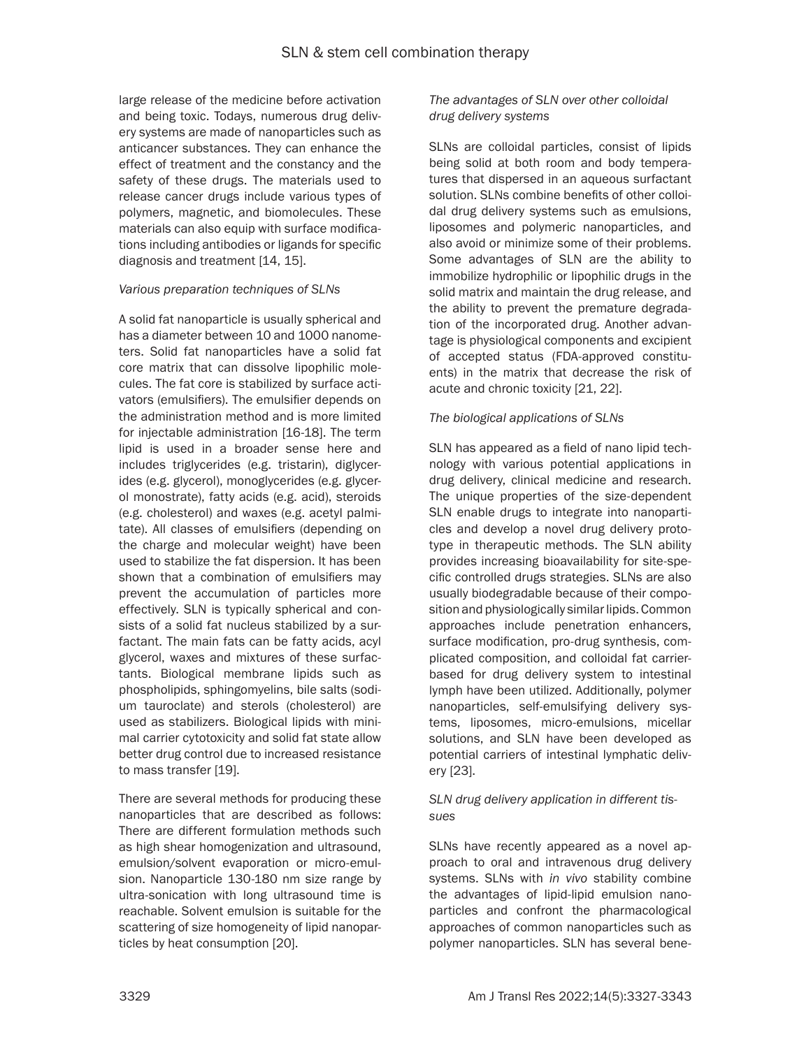large release of the medicine before activation and being toxic. Todays, numerous drug delivery systems are made of nanoparticles such as anticancer substances. They can enhance the effect of treatment and the constancy and the safety of these drugs. The materials used to release cancer drugs include various types of polymers, magnetic, and biomolecules. These materials can also equip with surface modifications including antibodies or ligands for specific diagnosis and treatment [14, 15].

*Various preparation techniques of SLNs*

A solid fat nanoparticle is usually spherical and has a diameter between 10 and 1000 nanometers. Solid fat nanoparticles have a solid fat core matrix that can dissolve lipophilic molecules. The fat core is stabilized by surface activators (emulsifiers). The emulsifier depends on the administration method and is more limited for injectable administration [16-18]. The term lipid is used in a broader sense here and includes triglycerides (e.g. tristarin), diglycerides (e.g. glycerol), monoglycerides (e.g. glycerol monostrate), fatty acids (e.g. acid), steroids (e.g. cholesterol) and waxes (e.g. acetyl palmitate). All classes of emulsifiers (depending on the charge and molecular weight) have been used to stabilize the fat dispersion. It has been shown that a combination of emulsifiers may prevent the accumulation of particles more effectively. SLN is typically spherical and consists of a solid fat nucleus stabilized by a surfactant. The main fats can be fatty acids, acyl glycerol, waxes and mixtures of these surfactants. Biological membrane lipids such as phospholipids, sphingomyelins, bile salts (sodium tauroclate) and sterols (cholesterol) are used as stabilizers. Biological lipids with minimal carrier cytotoxicity and solid fat state allow better drug control due to increased resistance to mass transfer [19].

There are several methods for producing these nanoparticles that are described as follows: There are different formulation methods such as high shear homogenization and ultrasound, emulsion/solvent evaporation or micro-emulsion. Nanoparticle 130-180 nm size range by ultra-sonication with long ultrasound time is reachable. Solvent emulsion is suitable for the scattering of size homogeneity of lipid nanoparticles by heat consumption [20].

*The advantages of SLN over other colloidal drug delivery systems*

SLNs are colloidal particles, consist of lipids being solid at both room and body temperatures that dispersed in an aqueous surfactant solution. SLNs combine benefits of other colloidal drug delivery systems such as emulsions, liposomes and polymeric nanoparticles, and also avoid or minimize some of their problems. Some advantages of SLN are the ability to immobilize hydrophilic or lipophilic drugs in the solid matrix and maintain the drug release, and the ability to prevent the premature degradation of the incorporated drug. Another advantage is physiological components and excipient of accepted status (FDA-approved constituents) in the matrix that decrease the risk of acute and chronic toxicity [21, 22].

*The biological applications of SLNs*

SLN has appeared as a field of nano lipid technology with various potential applications in drug delivery, clinical medicine and research. The unique properties of the size-dependent SLN enable drugs to integrate into nanoparticles and develop a novel drug delivery prototype in therapeutic methods. The SLN ability provides increasing bioavailability for site-specific controlled drugs strategies. SLNs are also usually biodegradable because of their composition and physiologically similar lipids. Common approaches include penetration enhancers, surface modification, pro-drug synthesis, complicated composition, and colloidal fat carrier-based for drug delivery system to intestinal lymph have been utilized. Additionally, polymer nanoparticles, self-emulsifying delivery systems, liposomes, micro-emulsions, micellar solutions, and SLN have been developed as potential carriers of intestinal lymphatic delivery [23].

*SLN drug delivery application in different tissues*

SLNs have recently appeared as a novel approach to oral and intravenous drug delivery systems. SLNs with *in vivo* stability combine the advantages of lipid-lipid emulsion nanoparticles and confront the pharmacological approaches of common nanoparticles such as polymer nanoparticles. SLN has several bene-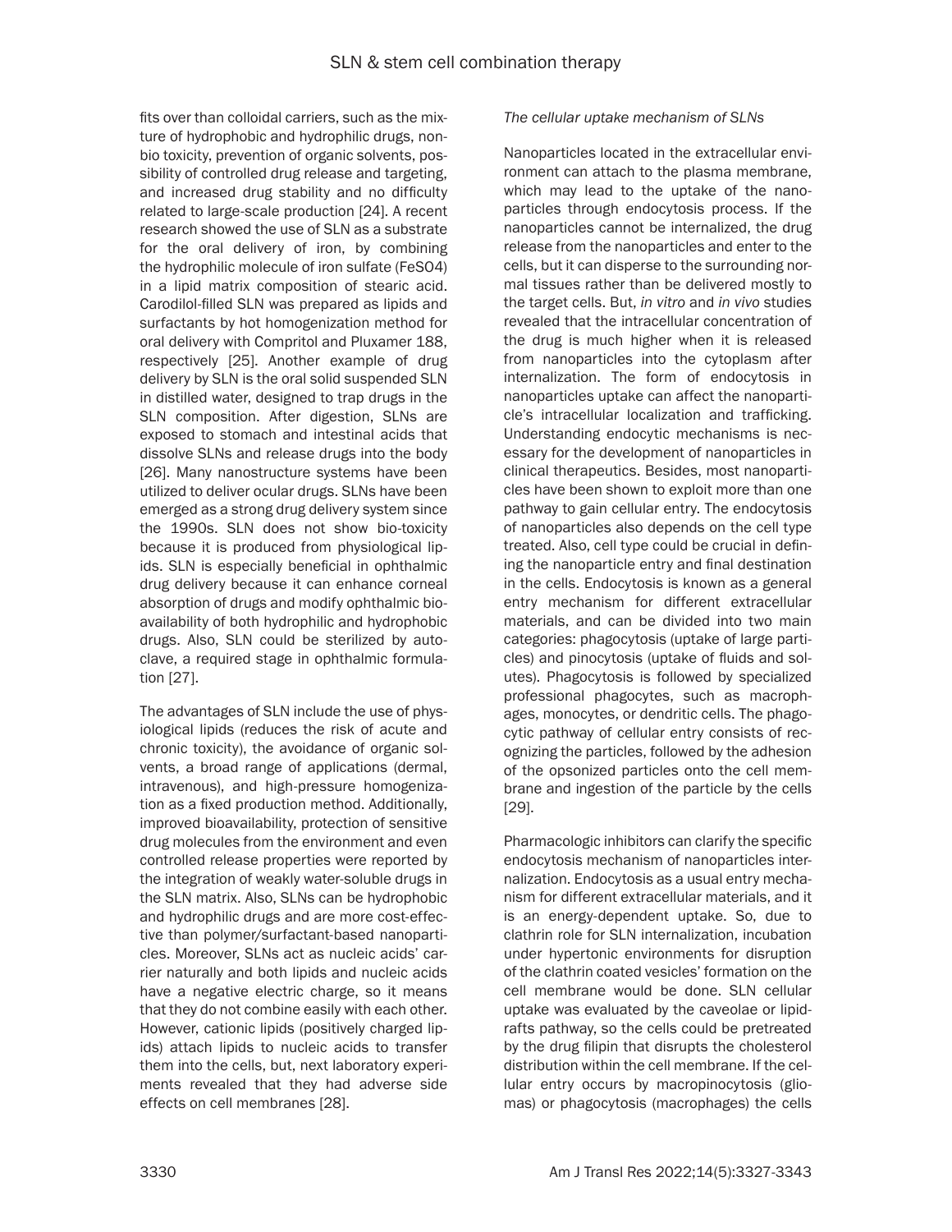fits over than colloidal carriers, such as the mixture of hydrophobic and hydrophilic drugs, non-bio toxicity, prevention of organic solvents, possibility of controlled drug release and targeting, and increased drug stability and no difficulty related to large-scale production [24]. A recent research showed the use of SLN as a substrate for the oral delivery of iron, by combining the hydrophilic molecule of iron sulfate ($FeSO_4$) in a lipid matrix composition of stearic acid. Carodilol-filled SLN was prepared as lipids and surfactants by hot homogenization method for oral delivery with Compritol and Pluxamer 188, respectively [25]. Another example of drug delivery by SLN is the oral solid suspended SLN in distilled water, designed to trap drugs in the SLN composition. After digestion, SLNs are exposed to stomach and intestinal acids that dissolve SLNs and release drugs into the body [26]. Many nanostructure systems have been utilized to deliver ocular drugs. SLNs have been emerged as a strong drug delivery system since the 1990s. SLN does not show bio-toxicity because it is produced from physiological lipids. SLN is especially beneficial in ophthalmic drug delivery because it can enhance corneal absorption of drugs and modify ophthalmic bioavailability of both hydrophilic and hydrophobic drugs. Also, SLN could be sterilized by autoclave, a required stage in ophthalmic formulation [27].

The advantages of SLN include the use of physiological lipids (reduces the risk of acute and chronic toxicity), the avoidance of organic solvents, a broad range of applications (dermal, intravenous), and high-pressure homogenization as a fixed production method. Additionally, improved bioavailability, protection of sensitive drug molecules from the environment and even controlled release properties were reported by the integration of weakly water-soluble drugs in the SLN matrix. Also, SLNs can be hydrophobic and hydrophilic drugs and are more cost-effective than polymer/surfactant-based nanoparticles. Moreover, SLNs act as nucleic acids' carrier naturally and both lipids and nucleic acids have a negative electric charge, so it means that they do not combine easily with each other. However, cationic lipids (positively charged lipids) attach lipids to nucleic acids to transfer them into the cells, but, next laboratory experiments revealed that they had adverse side effects on cell membranes [28].

*The cellular uptake mechanism of SLNs*

Nanoparticles located in the extracellular environment can attach to the plasma membrane, which may lead to the uptake of the nanoparticles through endocytosis process. If the nanoparticles cannot be internalized, the drug release from the nanoparticles and enter to the cells, but it can disperse to the surrounding normal tissues rather than be delivered mostly to the target cells. But, *in vitro* and *in vivo* studies revealed that the intracellular concentration of the drug is much higher when it is released from nanoparticles into the cytoplasm after internalization. The form of endocytosis in nanoparticles uptake can affect the nanoparticle's intracellular localization and trafficking. Understanding endocytic mechanisms is necessary for the development of nanoparticles in clinical therapeutics. Besides, most nanoparticles have been shown to exploit more than one pathway to gain cellular entry. The endocytosis of nanoparticles also depends on the cell type treated. Also, cell type could be crucial in defining the nanoparticle entry and final destination in the cells. Endocytosis is known as a general entry mechanism for different extracellular materials, and can be divided into two main categories: phagocytosis (uptake of large particles) and pinocytosis (uptake of fluids and solutes). Phagocytosis is followed by specialized professional phagocytes, such as macrophages, monocytes, or dendritic cells. The phagocytic pathway of cellular entry consists of recognizing the particles, followed by the adhesion of the opsonized particles onto the cell membrane and ingestion of the particle by the cells [29].

Pharmacologic inhibitors can clarify the specific endocytosis mechanism of nanoparticles internalization. Endocytosis as a usual entry mechanism for different extracellular materials, and it is an energy-dependent uptake. So, due to clathrin role for SLN internalization, incubation under hypertonic environments for disruption of the clathrin coated vesicles' formation on the cell membrane would be done. SLN cellular uptake was evaluated by the caveolae or lipid-rafts pathway, so the cells could be pretreated by the drug filipin that disrupts the cholesterol distribution within the cell membrane. If the cellular entry occurs by macropinocytosis (gliomas) or phagocytosis (macrophages) the cells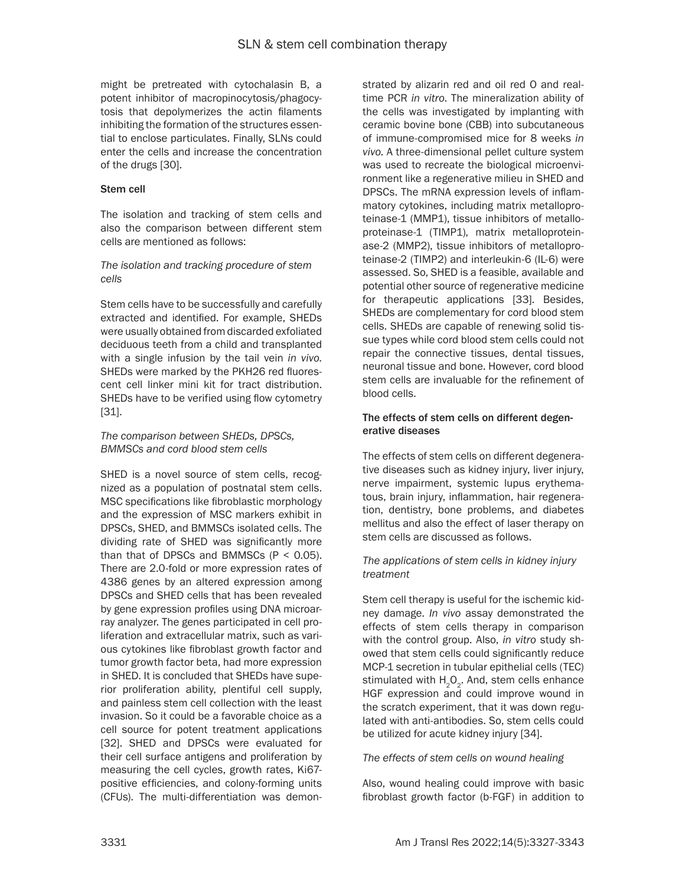might be pretreated with cytochalasin B, a potent inhibitor of macropinocytosis/phagocytosis that depolymerizes the actin filaments inhibiting the formation of the structures essential to enclose particulates. Finally, SLNs could enter the cells and increase the concentration of the drugs [30].

## Stem cell

The isolation and tracking of stem cells and also the comparison between different stem cells are mentioned as follows:

### *The isolation and tracking procedure of stem cells*

Stem cells have to be successfully and carefully extracted and identified. For example, SHEDs were usually obtained from discarded exfoliated deciduous teeth from a child and transplanted with a single infusion by the tail vein *in vivo*. SHEDs were marked by the PKH26 red fluorescent cell linker mini kit for tract distribution. SHEDs have to be verified using flow cytometry [31].

### *The comparison between SHEDs, DPSCs, BMMSCs and cord blood stem cells*

SHED is a novel source of stem cells, recognized as a population of postnatal stem cells. MSC specifications like fibroblastic morphology and the expression of MSC markers exhibit in DPSCs, SHED, and BMMSCs isolated cells. The dividing rate of SHED was significantly more than that of DPSCs and BMMSCs ($P < 0.05$). There are 2.0-fold or more expression rates of 4386 genes by an altered expression among DPSCs and SHED cells that has been revealed by gene expression profiles using DNA microarray analyzer. The genes participated in cell proliferation and extracellular matrix, such as various cytokines like fibroblast growth factor and tumor growth factor beta, had more expression in SHED. It is concluded that SHEDs have superior proliferation ability, plentiful cell supply, and painless stem cell collection with the least invasion. So it could be a favorable choice as a cell source for potent treatment applications [32]. SHED and DPSCs were evaluated for their cell surface antigens and proliferation by measuring the cell cycles, growth rates, Ki67-positive efficiencies, and colony-forming units (CFUs). The multi-differentiation was demonstrated by alizarin red and oil red O and real-time PCR *in vitro*. The mineralization ability of the cells was investigated by implanting with ceramic bovine bone (CBB) into subcutaneous of immune-compromised mice for 8 weeks *in vivo*. A three-dimensional pellet culture system was used to recreate the biological microenvironment like a regenerative milieu in SHED and DPSCs. The mRNA expression levels of inflammatory cytokines, including matrix metalloproteinase-1 (MMP1), tissue inhibitors of metalloproteinase-1 (TIMP1), matrix metalloproteinase-2 (MMP2), tissue inhibitors of metalloproteinase-2 (TIMP2) and interleukin-6 (IL-6) were assessed. So, SHED is a feasible, available and potential other source of regenerative medicine for therapeutic applications [33]. Besides, SHEDs are complementary for cord blood stem cells. SHEDs are capable of renewing solid tissue types while cord blood stem cells could not repair the connective tissues, dental tissues, neuronal tissue and bone. However, cord blood stem cells are invaluable for the refinement of blood cells.

## The effects of stem cells on different degenerative diseases

The effects of stem cells on different degenerative diseases such as kidney injury, liver injury, nerve impairment, systemic lupus erythematous, brain injury, inflammation, hair regeneration, dentistry, bone problems, and diabetes mellitus and also the effect of laser therapy on stem cells are discussed as follows.

### *The applications of stem cells in kidney injury treatment*

Stem cell therapy is useful for the ischemic kidney damage. *In vivo* assay demonstrated the effects of stem cells therapy in comparison with the control group. Also, *in vitro* study showed that stem cells could significantly reduce MCP-1 secretion in tubular epithelial cells (TEC) stimulated with $H_2O_2$. And, stem cells enhance HGF expression and could improve wound in the scratch experiment, that it was down regulated with anti-antibodies. So, stem cells could be utilized for acute kidney injury [34].

### *The effects of stem cells on wound healing*

Also, wound healing could improve with basic fibroblast growth factor (b-FGF) in addition to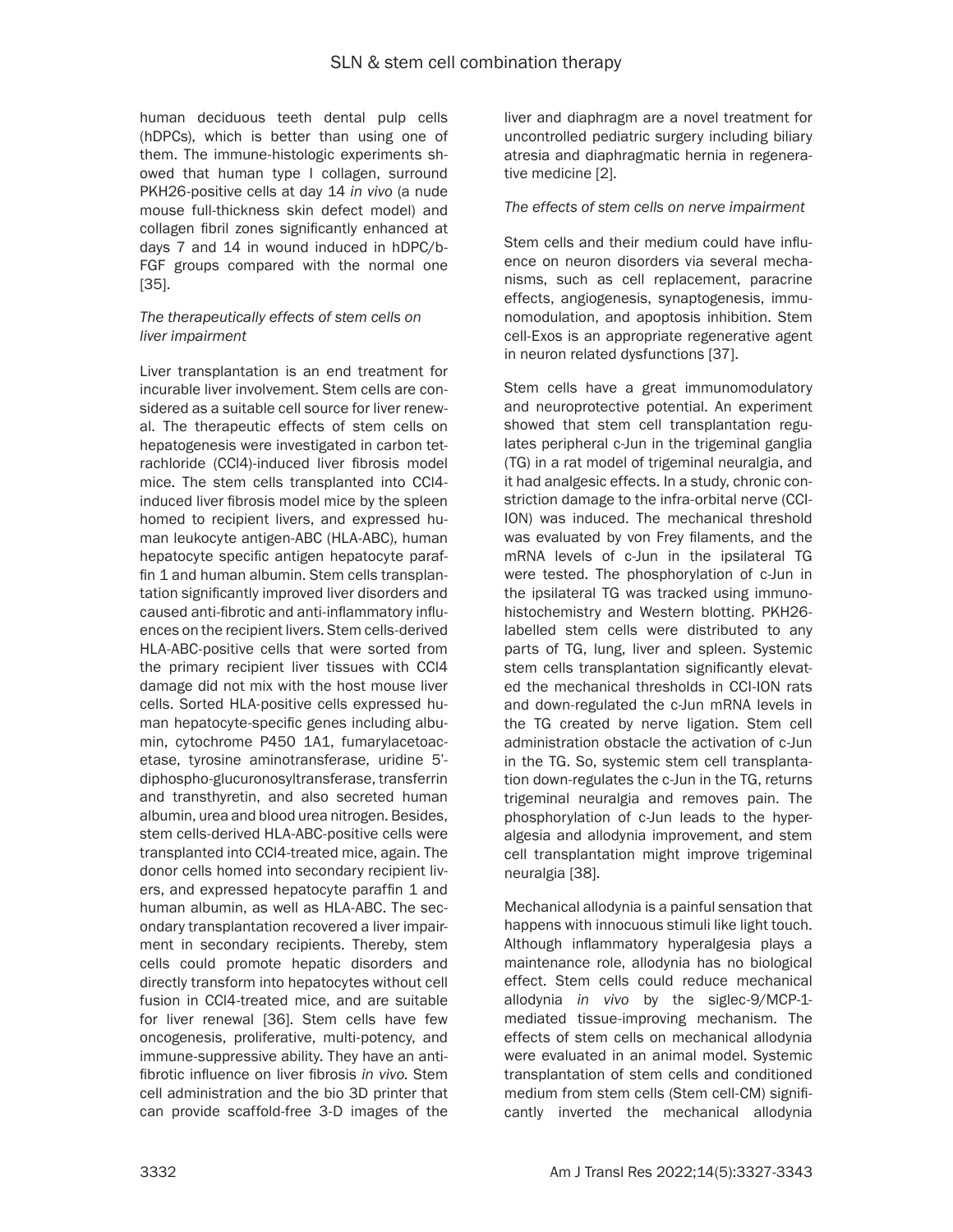human deciduous teeth dental pulp cells (hDPCs), which is better than using one of them. The immune-histologic experiments showed that human type I collagen, surround PKH26-positive cells at day 14 *in vivo* (a nude mouse full-thickness skin defect model) and collagen fibril zones significantly enhanced at days 7 and 14 in wound induced in hDPC/b-FGF groups compared with the normal one [35].

### *The therapeutically effects of stem cells on liver impairment*

Liver transplantation is an end treatment for incurable liver involvement. Stem cells are considered as a suitable cell source for liver renewal. The therapeutic effects of stem cells on hepatogenesis were investigated in carbon tetrachloride ($CCl_4$)-induced liver fibrosis model mice. The stem cells transplanted into $CCl_4$-induced liver fibrosis model mice by the spleen homed to recipient livers, and expressed human leukocyte antigen-ABC (HLA-ABC), human hepatocyte specific antigen hepatocyte paraffin 1 and human albumin. Stem cells transplantation significantly improved liver disorders and caused anti-fibrotic and anti-inflammatory influences on the recipient livers. Stem cells-derived HLA-ABC-positive cells that were sorted from the primary recipient liver tissues with $CCl_4$ damage did not mix with the host mouse liver cells. Sorted HLA-positive cells expressed human hepatocyte-specific genes including albumin, cytochrome P450 1A1, fumarylacetoacetase, tyrosine aminotransferase, uridine 5'-diphospho-glucuronosyltransferase, transferrin and transthyretin, and also secreted human albumin, urea and blood urea nitrogen. Besides, stem cells-derived HLA-ABC-positive cells were transplanted into $CCl_4$-treated mice, again. The donor cells homed into secondary recipient livers, and expressed hepatocyte paraffin 1 and human albumin, as well as HLA-ABC. The secondary transplantation recovered a liver impairment in secondary recipients. Thereby, stem cells could promote hepatic disorders and directly transform into hepatocytes without cell fusion in $CCl_4$-treated mice, and are suitable for liver renewal [36]. Stem cells have few oncogenesis, proliferative, multi-potency, and immune-suppressive ability. They have an anti-fibrotic influence on liver fibrosis *in vivo*. Stem cell administration and the bio 3D printer that can provide scaffold-free 3-D images of the liver and diaphragm are a novel treatment for uncontrolled pediatric surgery including biliary atresia and diaphragmatic hernia in regenerative medicine [2].

### *The effects of stem cells on nerve impairment*

Stem cells and their medium could have influence on neuron disorders via several mechanisms, such as cell replacement, paracrine effects, angiogenesis, synaptogenesis, immunomodulation, and apoptosis inhibition. Stem cell-Exos is an appropriate regenerative agent in neuron related dysfunctions [37].

Stem cells have a great immunomodulatory and neuroprotective potential. An experiment showed that stem cell transplantation regulates peripheral c-Jun in the trigeminal ganglia (TG) in a rat model of trigeminal neuralgia, and it had analgesic effects. In a study, chronic constriction damage to the infra-orbital nerve (CCI-ION) was induced. The mechanical threshold was evaluated by von Frey filaments, and the mRNA levels of c-Jun in the ipsilateral TG were tested. The phosphorylation of c-Jun in the ipsilateral TG was tracked using immunohistochemistry and Western blotting. PKH26-labelled stem cells were distributed to any parts of TG, lung, liver and spleen. Systemic stem cells transplantation significantly elevated the mechanical thresholds in CCI-ION rats and down-regulated the c-Jun mRNA levels in the TG created by nerve ligation. Stem cell administration obstacle the activation of c-Jun in the TG. So, systemic stem cell transplantation down-regulates the c-Jun in the TG, returns trigeminal neuralgia and removes pain. The phosphorylation of c-Jun leads to the hyperalgesia and allodynia improvement, and stem cell transplantation might improve trigeminal neuralgia [38].

Mechanical allodynia is a painful sensation that happens with innocuous stimuli like light touch. Although inflammatory hyperalgesia plays a maintenance role, allodynia has no biological effect. Stem cells could reduce mechanical allodynia *in vivo* by the siglec-9/MCP-1-mediated tissue-improving mechanism. The effects of stem cells on mechanical allodynia were evaluated in an animal model. Systemic transplantation of stem cells and conditioned medium from stem cells (Stem cell-CM) significantly inverted the mechanical allodynia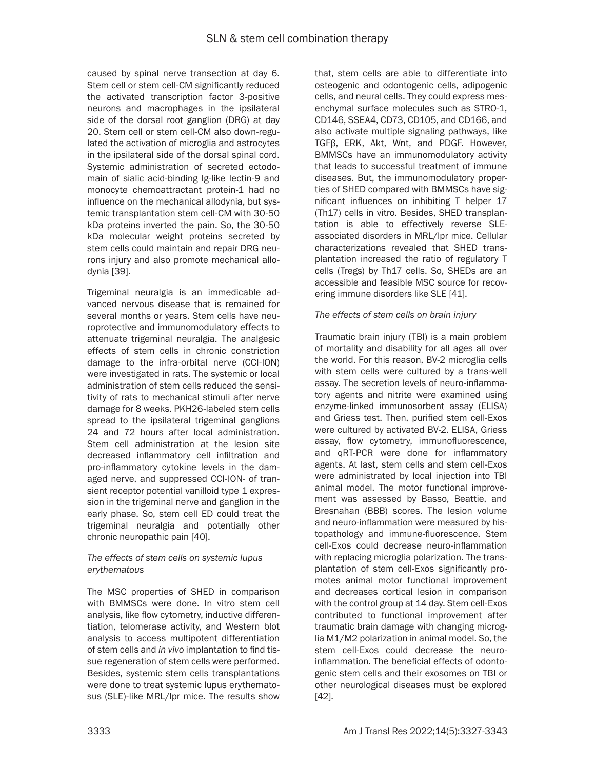caused by spinal nerve transection at day 6. Stem cell or stem cell-CM significantly reduced the activated transcription factor 3-positive neurons and macrophages in the ipsilateral side of the dorsal root ganglion (DRG) at day 20. Stem cell or stem cell-CM also down-regulated the activation of microglia and astrocytes in the ipsilateral side of the dorsal spinal cord. Systemic administration of secreted ectodomain of sialic acid-binding Ig-like lectin-9 and monocyte chemoattractant protein-1 had no influence on the mechanical allodynia, but systemic transplantation stem cell-CM with 30-50 kDa proteins inverted the pain. So, the 30-50 kDa molecular weight proteins secreted by stem cells could maintain and repair DRG neurons injury and also promote mechanical allodynia [39].

Trigeminal neuralgia is an immedicable advanced nervous disease that is remained for several months or years. Stem cells have neuroprotective and immunomodulatory effects to attenuate trigeminal neuralgia. The analgesic effects of stem cells in chronic constriction damage to the infra-orbital nerve (CCI-ION) were investigated in rats. The systemic or local administration of stem cells reduced the sensitivity of rats to mechanical stimuli after nerve damage for 8 weeks. PKH26-labeled stem cells spread to the ipsilateral trigeminal ganglions 24 and 72 hours after local administration. Stem cell administration at the lesion site decreased inflammatory cell infiltration and pro-inflammatory cytokine levels in the damaged nerve, and suppressed CCI-ION- of transient receptor potential vanilloid type 1 expression in the trigeminal nerve and ganglion in the early phase. So, stem cell ED could treat the trigeminal neuralgia and potentially other chronic neuropathic pain [40].

*The effects of stem cells on systemic lupus erythematous*

The MSC properties of SHED in comparison with BMMSCs were done. In vitro stem cell analysis, like flow cytometry, inductive differentiation, telomerase activity, and Western blot analysis to access multipotent differentiation of stem cells and *in vivo* implantation to find tissue regeneration of stem cells were performed. Besides, systemic stem cells transplantations were done to treat systemic lupus erythematosus (SLE)-like MRL/lpr mice. The results show that, stem cells are able to differentiate into osteogenic and odontogenic cells, adipogenic cells, and neural cells. They could express mesenchymal surface molecules such as STRO-1, CD146, SSEA4, CD73, CD105, and CD166, and also activate multiple signaling pathways, like TGFβ, ERK, Akt, Wnt, and PDGF. However, BMMSCs have an immunomodulatory activity that leads to successful treatment of immune diseases. But, the immunomodulatory properties of SHED compared with BMMSCs have significant influences on inhibiting T helper 17 (Th17) cells in vitro. Besides, SHED transplantation is able to effectively reverse SLE-associated disorders in MRL/lpr mice. Cellular characterizations revealed that SHED transplantation increased the ratio of regulatory T cells (Tregs) by Th17 cells. So, SHEDs are an accessible and feasible MSC source for recovering immune disorders like SLE [41].

*The effects of stem cells on brain injury*

Traumatic brain injury (TBI) is a main problem of mortality and disability for all ages all over the world. For this reason, BV-2 microglia cells with stem cells were cultured by a trans-well assay. The secretion levels of neuro-inflammatory agents and nitrite were examined using enzyme-linked immunosorbent assay (ELISA) and Griess test. Then, purified stem cell-Exos were cultured by activated BV-2. ELISA, Griess assay, flow cytometry, immunofluorescence, and qRT-PCR were done for inflammatory agents. At last, stem cells and stem cell-Exos were administrated by local injection into TBI animal model. The motor functional improvement was assessed by Basso, Beattie, and Bresnahan (BBB) scores. The lesion volume and neuro-inflammation were measured by histopathology and immune-fluorescence. Stem cell-Exos could decrease neuro-inflammation with replacing microglia polarization. The transplantation of stem cell-Exos significantly promotes animal motor functional improvement and decreases cortical lesion in comparison with the control group at 14 day. Stem cell-Exos contributed to functional improvement after traumatic brain damage with changing microglia M1/M2 polarization in animal model. So, the stem cell-Exos could decrease the neuro-inflammation. The beneficial effects of odontogenic stem cells and their exosomes on TBI or other neurological diseases must be explored [42].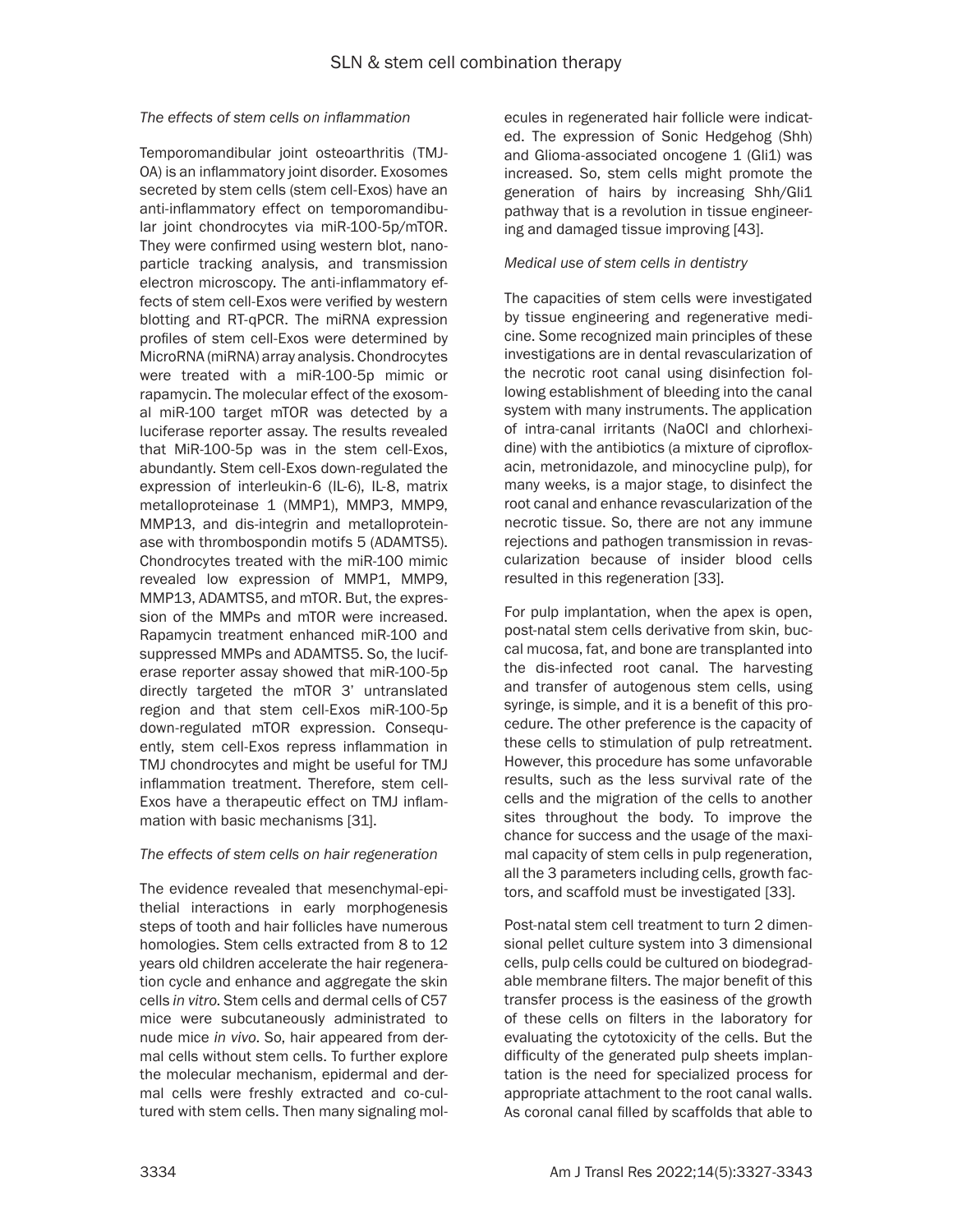### *The effects of stem cells on inflammation*

Temporomandibular joint osteoarthritis (TMJ-OA) is an inflammatory joint disorder. Exosomes secreted by stem cells (stem cell-Exos) have an anti-inflammatory effect on temporomandibular joint chondrocytes via miR-100-5p/mTOR. They were confirmed using western blot, nanoparticle tracking analysis, and transmission electron microscopy. The anti-inflammatory effects of stem cell-Exos were verified by western blotting and RT-qPCR. The miRNA expression profiles of stem cell-Exos were determined by MicroRNA (miRNA) array analysis. Chondrocytes were treated with a miR-100-5p mimic or rapamycin. The molecular effect of the exosomal miR-100 target mTOR was detected by a luciferase reporter assay. The results revealed that MiR-100-5p was in the stem cell-Exos, abundantly. Stem cell-Exos down-regulated the expression of interleukin-6 (IL-6), IL-8, matrix metalloproteinase 1 (MMP1), MMP3, MMP9, MMP13, and dis-integrin and metalloproteinase with thrombospondin motifs 5 (ADAMTS5). Chondrocytes treated with the miR-100 mimic revealed low expression of MMP1, MMP9, MMP13, ADAMTS5, and mTOR. But, the expression of the MMPs and mTOR were increased. Rapamycin treatment enhanced miR-100 and suppressed MMPs and ADAMTS5. So, the luciferase reporter assay showed that miR-100-5p directly targeted the mTOR 3' untranslated region and that stem cell-Exos miR-100-5p down-regulated mTOR expression. Consequently, stem cell-Exos repress inflammation in TMJ chondrocytes and might be useful for TMJ inflammation treatment. Therefore, stem cell-Exos have a therapeutic effect on TMJ inflammation with basic mechanisms [31].

### *The effects of stem cells on hair regeneration*

The evidence revealed that mesenchymal-epithelial interactions in early morphogenesis steps of tooth and hair follicles have numerous homologies. Stem cells extracted from 8 to 12 years old children accelerate the hair regeneration cycle and enhance and aggregate the skin cells *in vitro*. Stem cells and dermal cells of C57 mice were subcutaneously administrated to nude mice *in vivo*. So, hair appeared from dermal cells without stem cells. To further explore the molecular mechanism, epidermal and dermal cells were freshly extracted and co-cultured with stem cells. Then many signaling molecules in regenerated hair follicle were indicated. The expression of Sonic Hedgehog (Shh) and Glioma-associated oncogene 1 (Gli1) was increased. So, stem cells might promote the generation of hairs by increasing Shh/Gli1 pathway that is a revolution in tissue engineering and damaged tissue improving [43].

### *Medical use of stem cells in dentistry*

The capacities of stem cells were investigated by tissue engineering and regenerative medicine. Some recognized main principles of these investigations are in dental revascularization of the necrotic root canal using disinfection following establishment of bleeding into the canal system with many instruments. The application of intra-canal irritants (NaOCl and chlorhexidine) with the antibiotics (a mixture of ciprofloxacin, metronidazole, and minocycline pulp), for many weeks, is a major stage, to disinfect the root canal and enhance revascularization of the necrotic tissue. So, there are not any immune rejections and pathogen transmission in revascularization because of insider blood cells resulted in this regeneration [33].

For pulp implantation, when the apex is open, post-natal stem cells derivative from skin, buccal mucosa, fat, and bone are transplanted into the dis-infected root canal. The harvesting and transfer of autogenous stem cells, using syringe, is simple, and it is a benefit of this procedure. The other preference is the capacity of these cells to stimulation of pulp retreatment. However, this procedure has some unfavorable results, such as the less survival rate of the cells and the migration of the cells to another sites throughout the body. To improve the chance for success and the usage of the maximal capacity of stem cells in pulp regeneration, all the 3 parameters including cells, growth factors, and scaffold must be investigated [33].

Post-natal stem cell treatment to turn 2 dimensional pellet culture system into 3 dimensional cells, pulp cells could be cultured on biodegradable membrane filters. The major benefit of this transfer process is the easiness of the growth of these cells on filters in the laboratory for evaluating the cytotoxicity of the cells. But the difficulty of the generated pulp sheets implantation is the need for specialized process for appropriate attachment to the root canal walls. As coronal canal filled by scaffolds that able to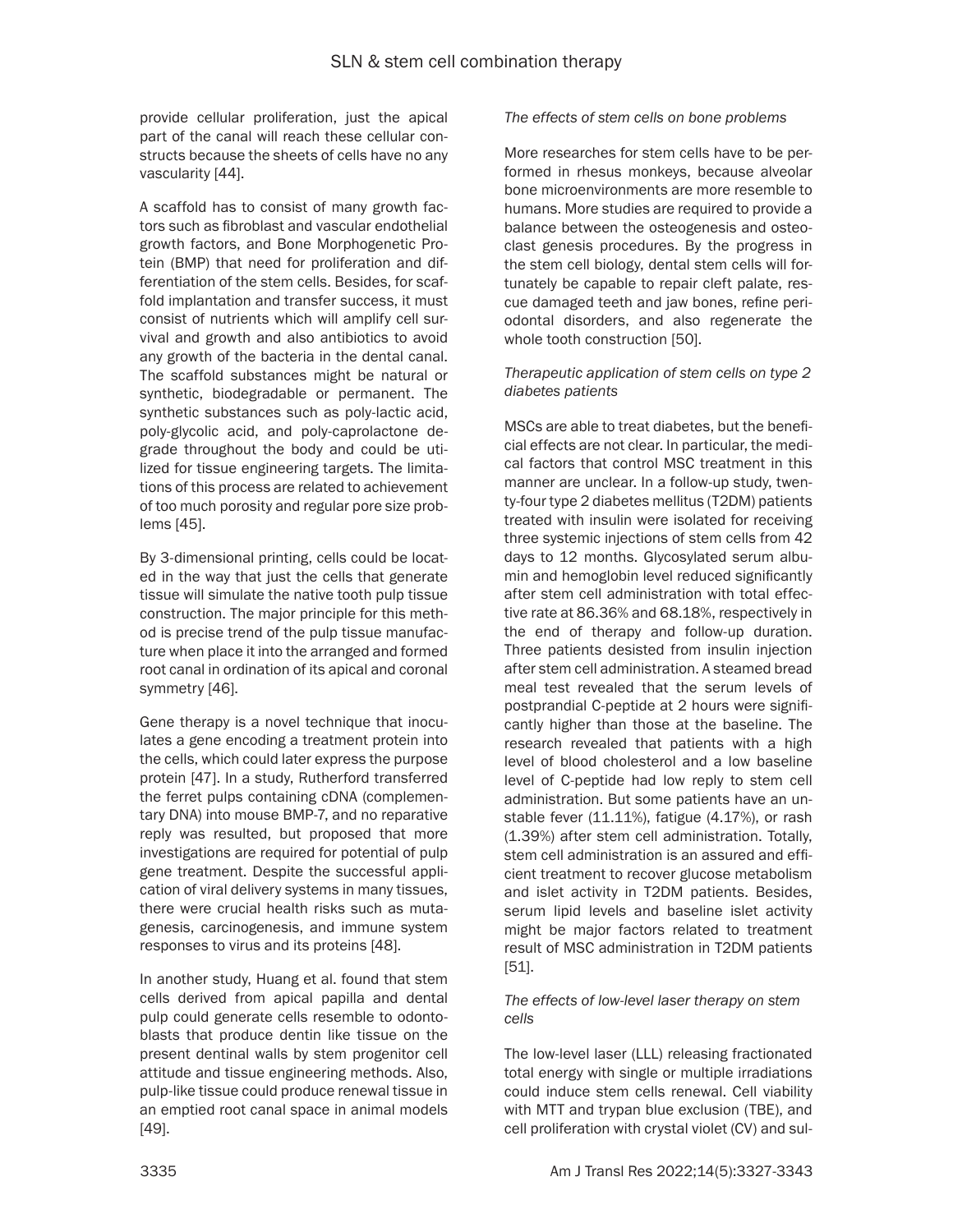provide cellular proliferation, just the apical part of the canal will reach these cellular constructs because the sheets of cells have no any vascularity [44].

A scaffold has to consist of many growth factors such as fibroblast and vascular endothelial growth factors, and Bone Morphogenetic Protein (BMP) that need for proliferation and differentiation of the stem cells. Besides, for scaffold implantation and transfer success, it must consist of nutrients which will amplify cell survival and growth and also antibiotics to avoid any growth of the bacteria in the dental canal. The scaffold substances might be natural or synthetic, biodegradable or permanent. The synthetic substances such as poly-lactic acid, poly-glycolic acid, and poly-caprolactone degrade throughout the body and could be utilized for tissue engineering targets. The limitations of this process are related to achievement of too much porosity and regular pore size problems [45].

By 3-dimensional printing, cells could be located in the way that just the cells that generate tissue will simulate the native tooth pulp tissue construction. The major principle for this method is precise trend of the pulp tissue manufacture when place it into the arranged and formed root canal in ordination of its apical and coronal symmetry [46].

Gene therapy is a novel technique that inoculates a gene encoding a treatment protein into the cells, which could later express the purpose protein [47]. In a study, Rutherford transferred the ferret pulps containing cDNA (complementary DNA) into mouse BMP-7, and no reparative reply was resulted, but proposed that more investigations are required for potential of pulp gene treatment. Despite the successful application of viral delivery systems in many tissues, there were crucial health risks such as mutagenesis, carcinogenesis, and immune system responses to virus and its proteins [48].

In another study, Huang et al. found that stem cells derived from apical papilla and dental pulp could generate cells resemble to odontoblasts that produce dentin like tissue on the present dentinal walls by stem progenitor cell attitude and tissue engineering methods. Also, pulp-like tissue could produce renewal tissue in an emptied root canal space in animal models [49].

*The effects of stem cells on bone problems*

More researches for stem cells have to be performed in rhesus monkeys, because alveolar bone microenvironments are more resemble to humans. More studies are required to provide a balance between the osteogenesis and osteoclast genesis procedures. By the progress in the stem cell biology, dental stem cells will fortunately be capable to repair cleft palate, rescue damaged teeth and jaw bones, refine periodontal disorders, and also regenerate the whole tooth construction [50].

*Therapeutic application of stem cells on type 2 diabetes patients*

MSCs are able to treat diabetes, but the beneficial effects are not clear. In particular, the medical factors that control MSC treatment in this manner are unclear. In a follow-up study, twenty-four type 2 diabetes mellitus (T2DM) patients treated with insulin were isolated for receiving three systemic injections of stem cells from 42 days to 12 months. Glycosylated serum albumin and hemoglobin level reduced significantly after stem cell administration with total effective rate at 86.36% and 68.18%, respectively in the end of therapy and follow-up duration. Three patients desisted from insulin injection after stem cell administration. A steamed bread meal test revealed that the serum levels of postprandial C-peptide at 2 hours were significantly higher than those at the baseline. The research revealed that patients with a high level of blood cholesterol and a low baseline level of C-peptide had low reply to stem cell administration. But some patients have an unstable fever (11.11%), fatigue (4.17%), or rash (1.39%) after stem cell administration. Totally, stem cell administration is an assured and efficient treatment to recover glucose metabolism and islet activity in T2DM patients. Besides, serum lipid levels and baseline islet activity might be major factors related to treatment result of MSC administration in T2DM patients [51].

*The effects of low-level laser therapy on stem cells*

The low-level laser (LLL) releasing fractionated total energy with single or multiple irradiations could induce stem cells renewal. Cell viability with MTT and trypan blue exclusion (TBE), and cell proliferation with crystal violet (CV) and sul-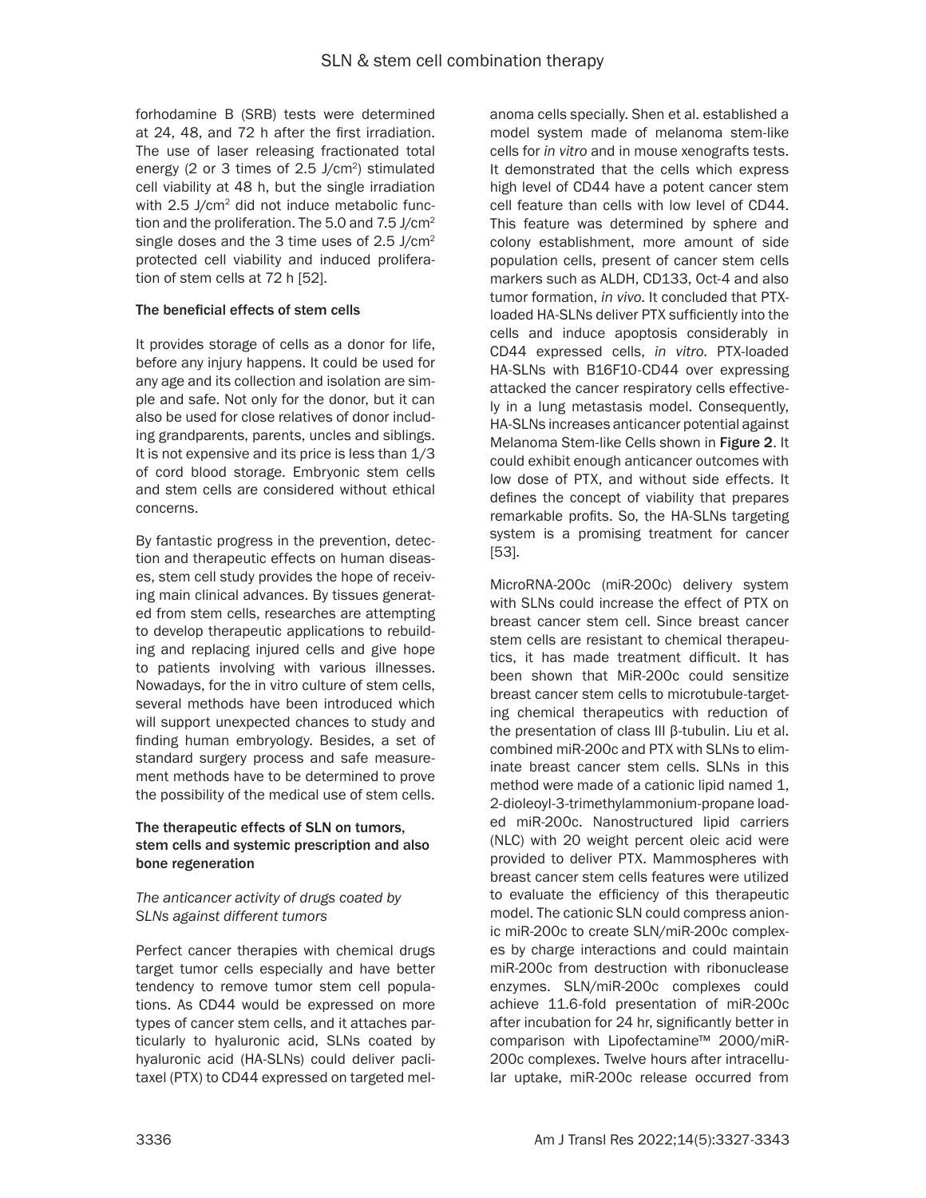forhodamine B (SRB) tests were determined at 24, 48, and 72 h after the first irradiation. The use of laser releasing fractionated total energy (2 or 3 times of 2.5 J/cm$^2$) stimulated cell viability at 48 h, but the single irradiation with 2.5 J/cm$^2$ did not induce metabolic function and the proliferation. The 5.0 and 7.5 J/cm$^2$ single doses and the 3 time uses of 2.5 J/cm$^2$ protected cell viability and induced proliferation of stem cells at 72 h [52].

### The beneficial effects of stem cells

It provides storage of cells as a donor for life, before any injury happens. It could be used for any age and its collection and isolation are simple and safe. Not only for the donor, but it can also be used for close relatives of donor including grandparents, parents, uncles and siblings. It is not expensive and its price is less than 1/3 of cord blood storage. Embryonic stem cells and stem cells are considered without ethical concerns.

By fantastic progress in the prevention, detection and therapeutic effects on human diseases, stem cell study provides the hope of receiving main clinical advances. By tissues generated from stem cells, researches are attempting to develop therapeutic applications to rebuilding and replacing injured cells and give hope to patients involving with various illnesses. Nowadays, for the in vitro culture of stem cells, several methods have been introduced which will support unexpected chances to study and finding human embryology. Besides, a set of standard surgery process and safe measurement methods have to be determined to prove the possibility of the medical use of stem cells.

### The therapeutic effects of SLN on tumors, stem cells and systemic prescription and also bone regeneration

#### *The anticancer activity of drugs coated by SLNs against different tumors*

Perfect cancer therapies with chemical drugs target tumor cells especially and have better tendency to remove tumor stem cell populations. As CD44 would be expressed on more types of cancer stem cells, and it attaches particularly to hyaluronic acid, SLNs coated by hyaluronic acid (HA-SLNs) could deliver paclitaxel (PTX) to CD44 expressed on targeted melanoma cells specially. Shen et al. established a model system made of melanoma stem-like cells for *in vitro* and in mouse xenografts tests. It demonstrated that the cells which express high level of CD44 have a potent cancer stem cell feature than cells with low level of CD44. This feature was determined by sphere and colony establishment, more amount of side population cells, present of cancer stem cells markers such as ALDH, CD133, Oct-4 and also tumor formation, *in vivo*. It concluded that PTX-loaded HA-SLNs deliver PTX sufficiently into the cells and induce apoptosis considerably in CD44 expressed cells, *in vitro*. PTX-loaded HA-SLNs with B16F10-CD44 over expressing attacked the cancer respiratory cells effectively in a lung metastasis model. Consequently, HA-SLNs increases anticancer potential against Melanoma Stem-like Cells shown in **Figure 2**. It could exhibit enough anticancer outcomes with low dose of PTX, and without side effects. It defines the concept of viability that prepares remarkable profits. So, the HA-SLNs targeting system is a promising treatment for cancer [53].

MicroRNA-200c (miR-200c) delivery system with SLNs could increase the effect of PTX on breast cancer stem cell. Since breast cancer stem cells are resistant to chemical therapeutics, it has made treatment difficult. It has been shown that MiR-200c could sensitize breast cancer stem cells to microtubule-targeting chemical therapeutics with reduction of the presentation of class III β-tubulin. Liu et al. combined miR-200c and PTX with SLNs to eliminate breast cancer stem cells. SLNs in this method were made of a cationic lipid named 1, 2-dioleoyl-3-trimethylammonium-propane loaded miR-200c. Nanostructured lipid carriers (NLC) with 20 weight percent oleic acid were provided to deliver PTX. Mammospheres with breast cancer stem cells features were utilized to evaluate the efficiency of this therapeutic model. The cationic SLN could compress anionic miR-200c to create SLN/miR-200c complexes by charge interactions and could maintain miR-200c from destruction with ribonuclease enzymes. SLN/miR-200c complexes could achieve 11.6-fold presentation of miR-200c after incubation for 24 hr, significantly better in comparison with Lipofectamine™ 2000/miR-200c complexes. Twelve hours after intracellular uptake, miR-200c release occurred from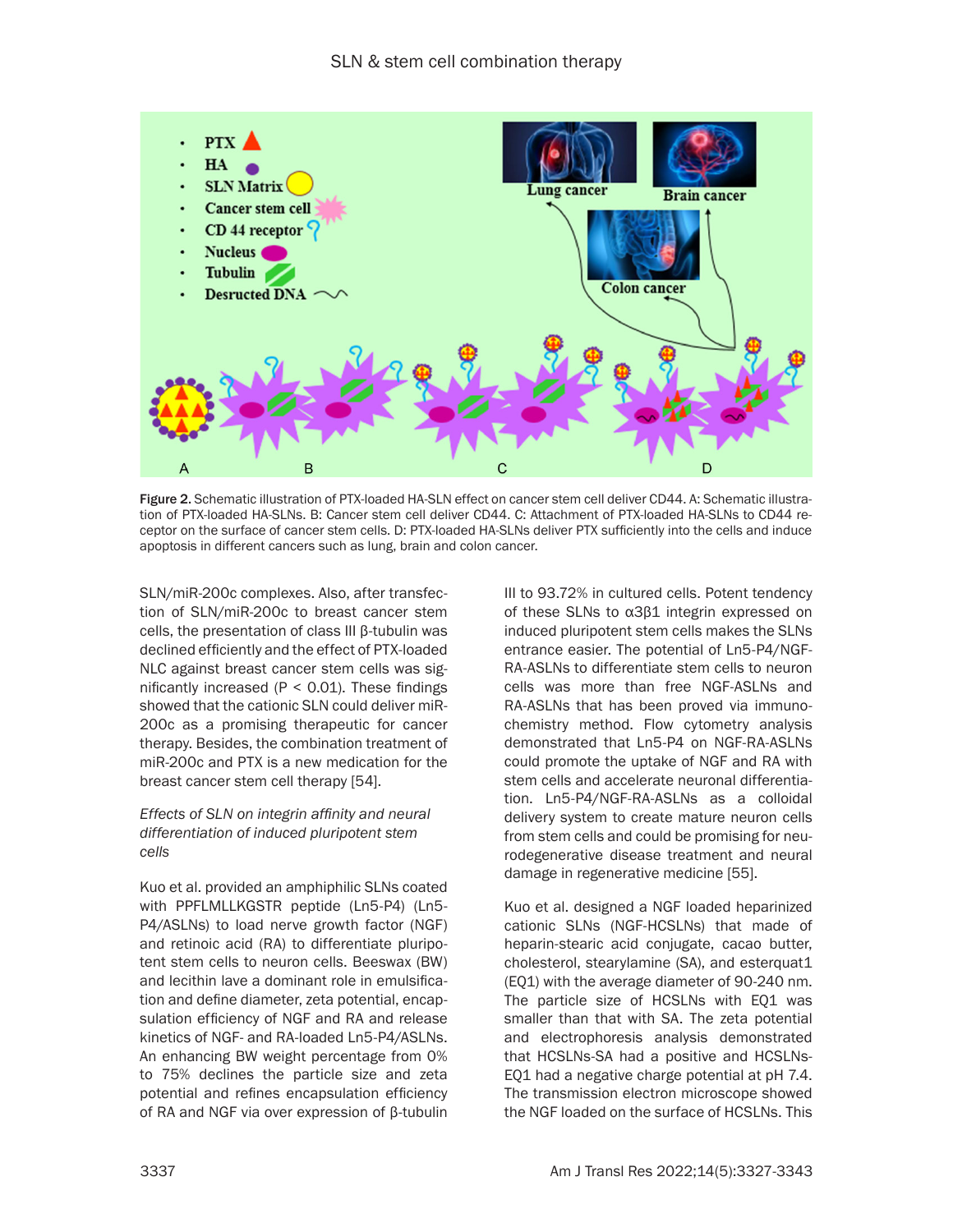Figure 2. Schematic illustration of PTX-loaded HA-SLN effect on cancer stem cell deliver CD44. A: Schematic illustration of PTX-loaded HA-SLNs. B: Cancer stem cell deliver CD44. C: Attachment of PTX-loaded HA-SLNs to CD44 receptor on the surface of cancer stem cells. D: PTX-loaded HA-SLNs deliver PTX sufficiently into the cells and induce apoptosis in different cancers such as lung, brain and colon cancer.

SLN/miR-200c complexes. Also, after transfection of SLN/miR-200c to breast cancer stem cells, the presentation of class III β-tubulin was declined efficiently and the effect of PTX-loaded NLC against breast cancer stem cells was significantly increased ($P < 0.01$). These findings showed that the cationic SLN could deliver miR-200c as a promising therapeutic for cancer therapy. Besides, the combination treatment of miR-200c and PTX is a new medication for the breast cancer stem cell therapy [54].

*Effects of SLN on integrin affinity and neural differentiation of induced pluripotent stem cells*

Kuo et al. provided an amphiphilic SLNs coated with PPFLMLLKGSTR peptide (Ln5-P4) (Ln5-P4/ASLNs) to load nerve growth factor (NGF) and retinoic acid (RA) to differentiate pluripotent stem cells to neuron cells. Beeswax (BW) and lecithin lave a dominant role in emulsification and define diameter, zeta potential, encapsulation efficiency of NGF and RA and release kinetics of NGF- and RA-loaded Ln5-P4/ASLNs. An enhancing BW weight percentage from 0% to 75% declines the particle size and zeta potential and refines encapsulation efficiency of RA and NGF via over expression of β-tubulin III to 93.72% in cultured cells. Potent tendency of these SLNs to α3β1 integrin expressed on induced pluripotent stem cells makes the SLNs entrance easier. The potential of Ln5-P4/NGF-RA-ASLNs to differentiate stem cells to neuron cells was more than free NGF-ASLNs and RA-ASLNs that has been proved via immunochemistry method. Flow cytometry analysis demonstrated that Ln5-P4 on NGF-RA-ASLNs could promote the uptake of NGF and RA with stem cells and accelerate neuronal differentiation. Ln5-P4/NGF-RA-ASLNs as a colloidal delivery system to create mature neuron cells from stem cells and could be promising for neurodegenerative disease treatment and neural damage in regenerative medicine [55].

Kuo et al. designed a NGF loaded heparinized cationic SLNs (NGF-HCSLNs) that made of heparin-stearic acid conjugate, cacao butter, cholesterol, stearylamine (SA), and esterquat1 (EQ1) with the average diameter of 90-240 nm. The particle size of HCSLNs with EQ1 was smaller than that with SA. The zeta potential and electrophoresis analysis demonstrated that HCSLNs-SA had a positive and HCSLNs-EQ1 had a negative charge potential at pH 7.4. The transmission electron microscope showed the NGF loaded on the surface of HCSLNs. This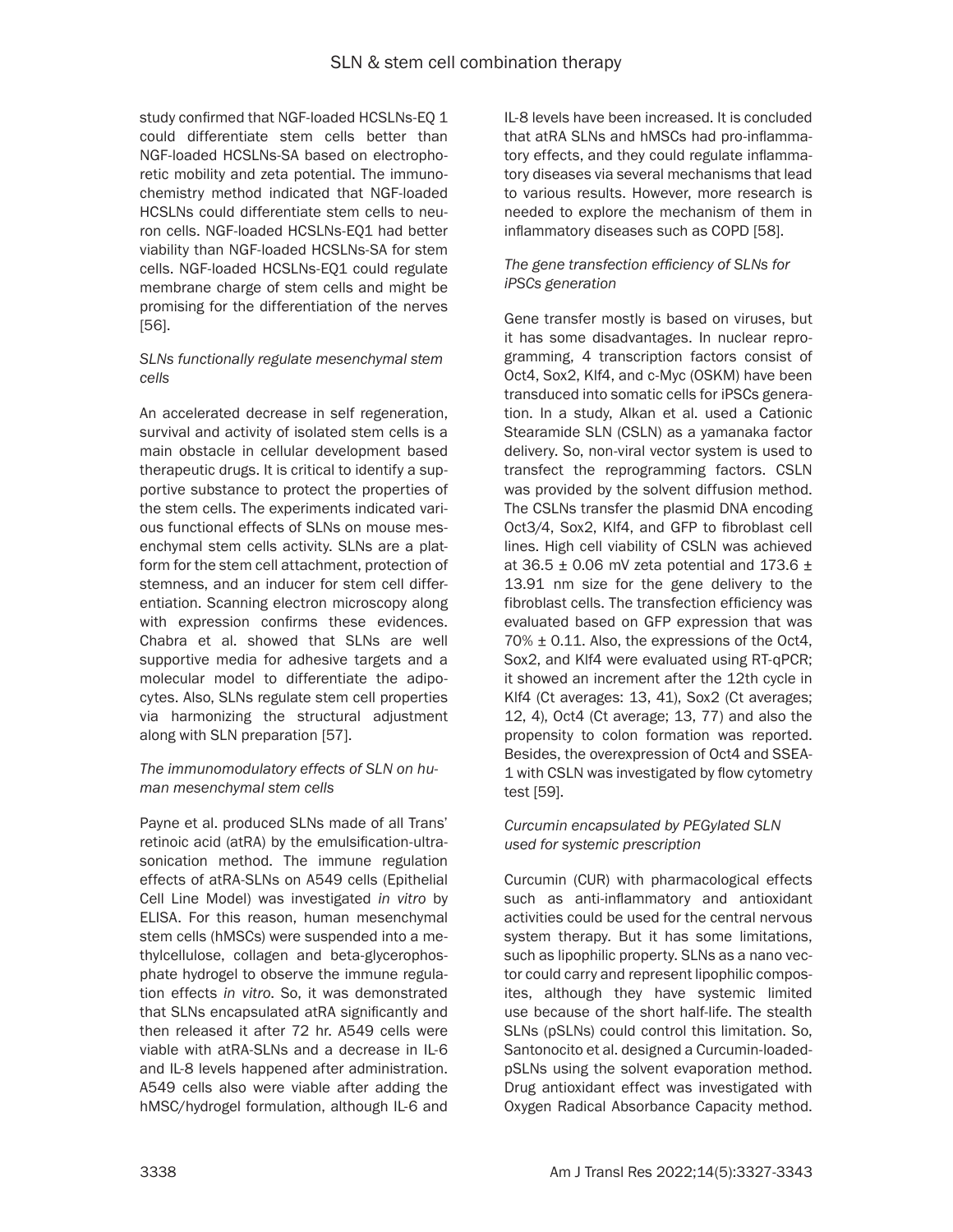study confirmed that NGF-loaded HCSLNs-EQ 1 could differentiate stem cells better than NGF-loaded HCSLNs-SA based on electrophoretic mobility and zeta potential. The immunochemistry method indicated that NGF-loaded HCSLNs could differentiate stem cells to neuron cells. NGF-loaded HCSLNs-EQ1 had better viability than NGF-loaded HCSLNs-SA for stem cells. NGF-loaded HCSLNs-EQ1 could regulate membrane charge of stem cells and might be promising for the differentiation of the nerves [56].

*SLNs functionally regulate mesenchymal stem cells*

An accelerated decrease in self regeneration, survival and activity of isolated stem cells is a main obstacle in cellular development based therapeutic drugs. It is critical to identify a supportive substance to protect the properties of the stem cells. The experiments indicated various functional effects of SLNs on mouse mesenchymal stem cells activity. SLNs are a platform for the stem cell attachment, protection of stemness, and an inducer for stem cell differentiation. Scanning electron microscopy along with expression confirms these evidences. Chabra et al. showed that SLNs are well supportive media for adhesive targets and a molecular model to differentiate the adipocytes. Also, SLNs regulate stem cell properties via harmonizing the structural adjustment along with SLN preparation [57].

*The immunomodulatory effects of SLN on human mesenchymal stem cells*

Payne et al. produced SLNs made of all Trans' retinoic acid (atRA) by the emulsification-ultrasonication method. The immune regulation effects of atRA-SLNs on A549 cells (Epithelial Cell Line Model) was investigated *in vitro* by ELISA. For this reason, human mesenchymal stem cells (hMSCs) were suspended into a methylcellulose, collagen and beta-glycerophosphate hydrogel to observe the immune regulation effects *in vitro*. So, it was demonstrated that SLNs encapsulated atRA significantly and then released it after 72 hr. A549 cells were viable with atRA-SLNs and a decrease in IL-6 and IL-8 levels happened after administration. A549 cells also were viable after adding the hMSC/hydrogel formulation, although IL-6 and IL-8 levels have been increased. It is concluded that atRA SLNs and hMSCs had pro-inflammatory effects, and they could regulate inflammatory diseases via several mechanisms that lead to various results. However, more research is needed to explore the mechanism of them in inflammatory diseases such as COPD [58].

*The gene transfection efficiency of SLNs for iPSCs generation*

Gene transfer mostly is based on viruses, but it has some disadvantages. In nuclear reprogramming, 4 transcription factors consist of Oct4, Sox2, Klf4, and c-Myc (OSKM) have been transduced into somatic cells for iPSCs generation. In a study, Alkan et al. used a Cationic Stearamide SLN (CSLN) as a yamanaka factor delivery. So, non-viral vector system is used to transfect the reprogramming factors. CSLN was provided by the solvent diffusion method. The CSLNs transfer the plasmid DNA encoding Oct3/4, Sox2, Klf4, and GFP to fibroblast cell lines. High cell viability of CSLN was achieved at 36.5 ± 0.06 mV zeta potential and 173.6 ± 13.91 nm size for the gene delivery to the fibroblast cells. The transfection efficiency was evaluated based on GFP expression that was 70% ± 0.11. Also, the expressions of the Oct4, Sox2, and Klf4 were evaluated using RT-qPCR; it showed an increment after the 12th cycle in Klf4 (Ct averages: 13, 41), Sox2 (Ct averages; 12, 4), Oct4 (Ct average; 13, 77) and also the propensity to colon formation was reported. Besides, the overexpression of Oct4 and SSEA-1 with CSLN was investigated by flow cytometry test [59].

*Curcumin encapsulated by PEGylated SLN used for systemic prescription*

Curcumin (CUR) with pharmacological effects such as anti-inflammatory and antioxidant activities could be used for the central nervous system therapy. But it has some limitations, such as lipophilic property. SLNs as a nano vector could carry and represent lipophilic composites, although they have systemic limited use because of the short half-life. The stealth SLNs (pSLNs) could control this limitation. So, Santonocito et al. designed a Curcumin-loaded-pSLNs using the solvent evaporation method. Drug antioxidant effect was investigated with Oxygen Radical Absorbance Capacity method.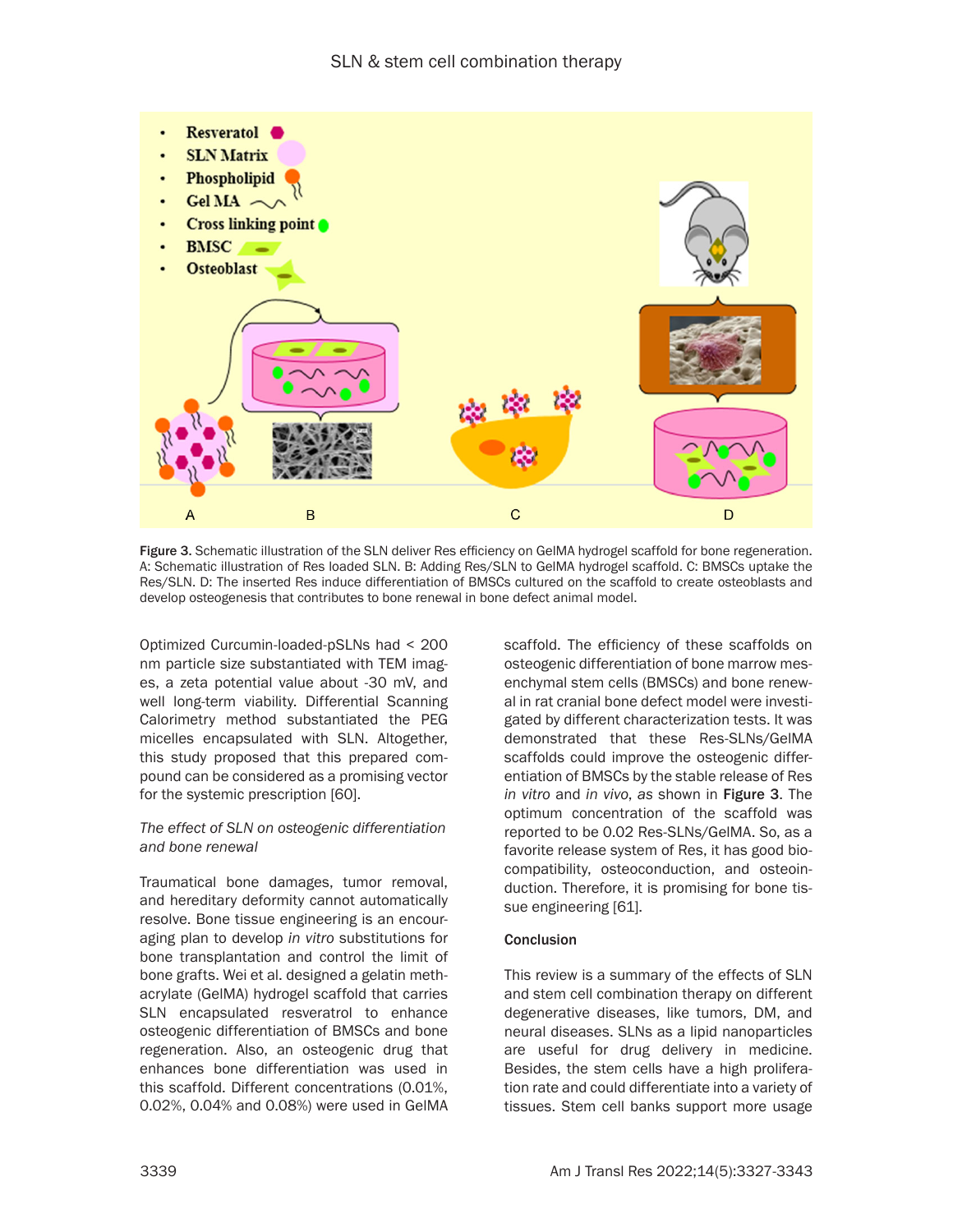Figure 3. Schematic illustration of the SLN deliver Res efficiency on GelMA hydrogel scaffold for bone regeneration. A: Schematic illustration of Res loaded SLN. B: Adding Res/SLN to GelMA hydrogel scaffold. C: BMSCs uptake the Res/SLN. D: The inserted Res induce differentiation of BMSCs cultured on the scaffold to create osteoblasts and develop osteogenesis that contributes to bone renewal in bone defect animal model.

Optimized Curcumin-loaded-pSLNs had < 200 nm particle size substantiated with TEM images, a zeta potential value about -30 mV, and well long-term viability. Differential Scanning Calorimetry method substantiated the PEG micelles encapsulated with SLN. Altogether, this study proposed that this prepared compound can be considered as a promising vector for the systemic prescription [60].

*The effect of SLN on osteogenic differentiation and bone renewal*

Traumatical bone damages, tumor removal, and hereditary deformity cannot automatically resolve. Bone tissue engineering is an encouraging plan to develop *in vitro* substitutions for bone transplantation and control the limit of bone grafts. Wei et al. designed a gelatin methacrylate (GelMA) hydrogel scaffold that carries SLN encapsulated resveratrol to enhance osteogenic differentiation of BMSCs and bone regeneration. Also, an osteogenic drug that enhances bone differentiation was used in this scaffold. Different concentrations (0.01%, 0.02%, 0.04% and 0.08%) were used in GelMA scaffold. The efficiency of these scaffolds on osteogenic differentiation of bone marrow mesenchymal stem cells (BMSCs) and bone renewal in rat cranial bone defect model were investigated by different characterization tests. It was demonstrated that these Res-SLNs/GelMA scaffolds could improve the osteogenic differentiation of BMSCs by the stable release of Res *in vitro* and *in vivo*, as shown in **Figure 3**. The optimum concentration of the scaffold was reported to be 0.02 Res-SLNs/GelMA. So, as a favorite release system of Res, it has good biocompatibility, osteoconduction, and osteoinduction. Therefore, it is promising for bone tissue engineering [61].

## Conclusion

This review is a summary of the effects of SLN and stem cell combination therapy on different degenerative diseases, like tumors, DM, and neural diseases. SLNs as a lipid nanoparticles are useful for drug delivery in medicine. Besides, the stem cells have a high proliferation rate and could differentiate into a variety of tissues. Stem cell banks support more usage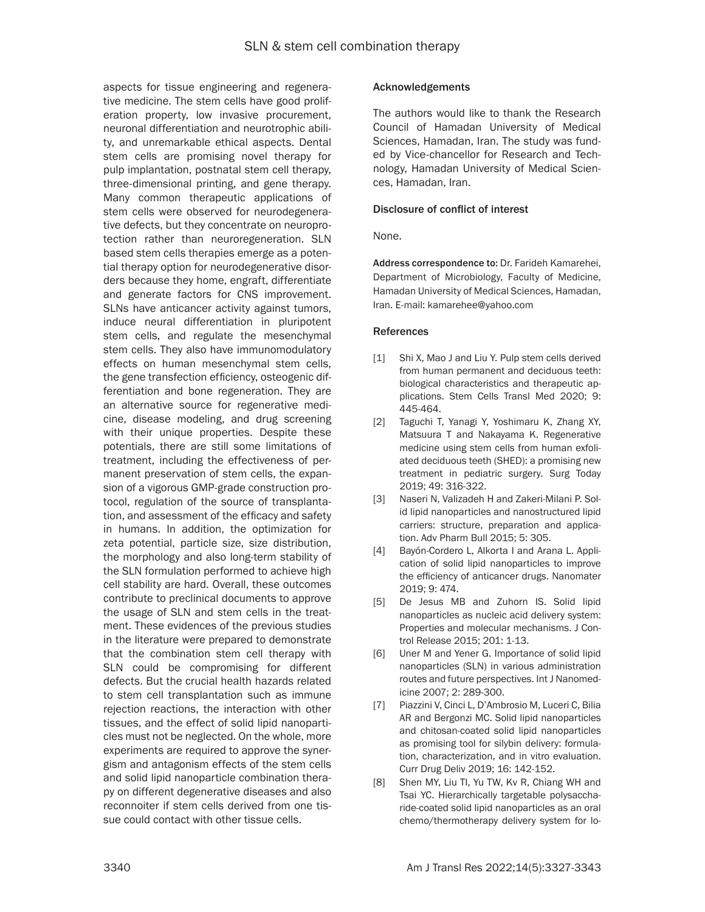aspects for tissue engineering and regenerative medicine. The stem cells have good proliferation property, low invasive procurement, neuronal differentiation and neurotrophic ability, and unremarkable ethical aspects. Dental stem cells are promising novel therapy for pulp implantation, postnatal stem cell therapy, three-dimensional printing, and gene therapy. Many common therapeutic applications of stem cells were observed for neurodegenerative defects, but they concentrate on neuroprotection rather than neuroregeneration. SLN based stem cells therapies emerge as a potential therapy option for neurodegenerative disorders because they home, engraft, differentiate and generate factors for CNS improvement. SLNs have anticancer activity against tumors, induce neural differentiation in pluripotent stem cells, and regulate the mesenchymal stem cells. They also have immunomodulatory effects on human mesenchymal stem cells, the gene transfection efficiency, osteogenic differentiation and bone regeneration. They are an alternative source for regenerative medicine, disease modeling, and drug screening with their unique properties. Despite these potentials, there are still some limitations of treatment, including the effectiveness of permanent preservation of stem cells, the expansion of a vigorous GMP-grade construction protocol, regulation of the source of transplantation, and assessment of the efficacy and safety in humans. In addition, the optimization for zeta potential, particle size, size distribution, the morphology and also long-term stability of the SLN formulation performed to achieve high cell stability are hard. Overall, these outcomes contribute to preclinical documents to approve the usage of SLN and stem cells in the treatment. These evidences of the previous studies in the literature were prepared to demonstrate that the combination stem cell therapy with SLN could be compromising for different defects. But the crucial health hazards related to stem cell transplantation such as immune rejection reactions, the interaction with other tissues, and the effect of solid lipid nanoparticles must not be neglected. On the whole, more experiments are required to approve the synergism and antagonism effects of the stem cells and solid lipid nanoparticle combination therapy on different degenerative diseases and also reconnoiter if stem cells derived from one tissue could contact with other tissue cells.

#### Acknowledgements

The authors would like to thank the Research Council of Hamadan University of Medical Sciences, Hamadan, Iran. The study was funded by Vice-chancellor for Research and Technology, Hamadan University of Medical Sciences, Hamadan, Iran.

#### Disclosure of conflict of interest

None.

**Address correspondence to:** Dr. Farideh Kamarehei, Department of Microbiology, Faculty of Medicine, Hamadan University of Medical Sciences, Hamadan, Iran. E-mail: kamarehee@yahoo.com

#### References

[1] Shi X, Mao J and Liu Y. Pulp stem cells derived from human permanent and deciduous teeth: biological characteristics and therapeutic applications. Stem Cells Transl Med 2020; 9: 445-464.

[2] Taguchi T, Yanagi Y, Yoshimaru K, Zhang XY, Matsuura T and Nakayama K. Regenerative medicine using stem cells from human exfoliated deciduous teeth (SHED): a promising new treatment in pediatric surgery. Surg Today 2019; 49: 316-322.

[3] Naseri N, Valizadeh H and Zakeri-Milani P. Solid lipid nanoparticles and nanostructured lipid carriers: structure, preparation and application. Adv Pharm Bull 2015; 5: 305.

[4] Bayón-Cordero L, Alkorta I and Arana L. Application of solid lipid nanoparticles to improve the efficiency of anticancer drugs. Nanomater 2019; 9: 474.

[5] De Jesus MB and Zuhorn IS. Solid lipid nanoparticles as nucleic acid delivery system: Properties and molecular mechanisms. J Control Release 2015; 201: 1-13.

[6] Uner M and Yener G. Importance of solid lipid nanoparticles (SLN) in various administration routes and future perspectives. Int J Nanomedicine 2007; 2: 289-300.

[7] Piazzini V, Cinci L, D'Ambrosio M, Luceri C, Bilia AR and Bergonzi MC. Solid lipid nanoparticles and chitosan-coated solid lipid nanoparticles as promising tool for silybin delivery: formulation, characterization, and in vitro evaluation. Curr Drug Deliv 2019; 16: 142-152.

[8] Shen MY, Liu TI, Yu TW, Kv R, Chiang WH and Tsai YC. Hierarchically targetable polysaccharide-coated solid lipid nanoparticles as an oral chemo/thermotherapy delivery system for lo-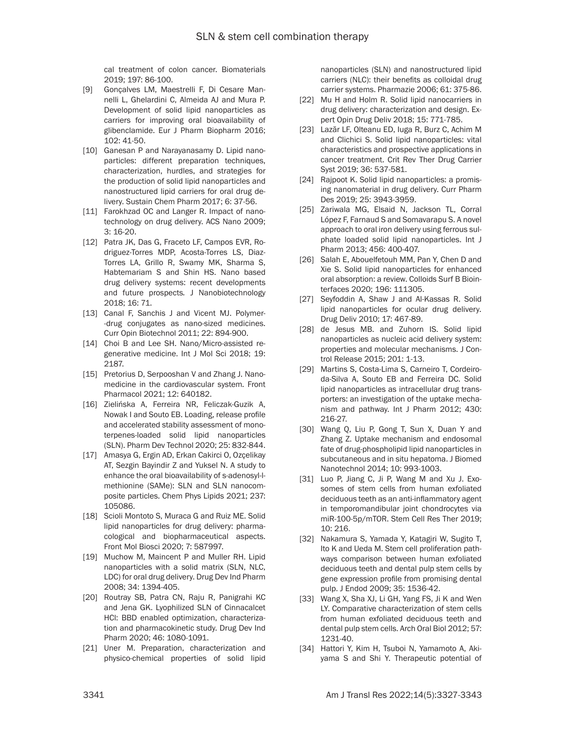cal treatment of colon cancer. Biomaterials 2019; 197: 86-100.

[9] Gonçalves LM, Maestrelli F, Di Cesare Mannelli L, Ghelardini C, Almeida AJ and Mura P. Development of solid lipid nanoparticles as carriers for improving oral bioavailability of glibenclamide. Eur J Pharm Biopharm 2016; 102: 41-50.

[10] Ganesan P and Narayanasamy D. Lipid nanoparticles: different preparation techniques, characterization, hurdles, and strategies for the production of solid lipid nanoparticles and nanostructured lipid carriers for oral drug delivery. Sustain Chem Pharm 2017; 6: 37-56.

[11] Farokhzad OC and Langer R. Impact of nanotechnology on drug delivery. ACS Nano 2009; 3: 16-20.

[12] Patra JK, Das G, Fraceto LF, Campos EVR, Rodriguez-Torres MDP, Acosta-Torres LS, Diaz-Torres LA, Grillo R, Swamy MK, Sharma S, Habtemariam S and Shin HS. Nano based drug delivery systems: recent developments and future prospects. J Nanobiotechnology 2018; 16: 71.

[13] Canal F, Sanchis J and Vicent MJ. Polymer--drug conjugates as nano-sized medicines. Curr Opin Biotechnol 2011; 22: 894-900.

[14] Choi B and Lee SH. Nano/Micro-assisted regenerative medicine. Int J Mol Sci 2018; 19: 2187.

[15] Pretorius D, Serpooshan V and Zhang J. Nanomedicine in the cardiovascular system. Front Pharmacol 2021; 12: 640182.

[16] Zielińska A, Ferreira NR, Feliczak-Guzik A, Nowak I and Souto EB. Loading, release profile and accelerated stability assessment of monoterpenes-loaded solid lipid nanoparticles (SLN). Pharm Dev Technol 2020; 25: 832-844.

[17] Amasya G, Ergin AD, Erkan Cakirci O, Ozçelikay AT, Sezgin Bayindir Z and Yuksel N. A study to enhance the oral bioavailability of s-adenosyl-l-methionine (SAMe): SLN and SLN nanocomposite particles. Chem Phys Lipids 2021; 237: 105086.

[18] Scioli Montoto S, Muraca G and Ruiz ME. Solid lipid nanoparticles for drug delivery: pharmacological and biopharmaceutical aspects. Front Mol Biosci 2020; 7: 587997.

[19] Muchow M, Maincent P and Muller RH. Lipid nanoparticles with a solid matrix (SLN, NLC, LDC) for oral drug delivery. Drug Dev Ind Pharm 2008; 34: 1394-405.

[20] Routray SB, Patra CN, Raju R, Panigrahi KC and Jena GK. Lyophilized SLN of Cinnacalcet HCl: BBD enabled optimization, characterization and pharmacokinetic study. Drug Dev Ind Pharm 2020; 46: 1080-1091.

[21] Uner M. Preparation, characterization and physico-chemical properties of solid lipid nanoparticles (SLN) and nanostructured lipid carriers (NLC): their benefits as colloidal drug carrier systems. Pharmazie 2006; 61: 375-86.

[22] Mu H and Holm R. Solid lipid nanocarriers in drug delivery: characterization and design. Expert Opin Drug Deliv 2018; 15: 771-785.

[23] Lazăr LF, Olteanu ED, Iuga R, Burz C, Achim M and Clichici S. Solid lipid nanoparticles: vital characteristics and prospective applications in cancer treatment. Crit Rev Ther Drug Carrier Syst 2019; 36: 537-581.

[24] Rajpoot K. Solid lipid nanoparticles: a promising nanomaterial in drug delivery. Curr Pharm Des 2019; 25: 3943-3959.

[25] Zariwala MG, Elsaid N, Jackson TL, Corral López F, Farnaud S and Somavarapu S. A novel approach to oral iron delivery using ferrous sulphate loaded solid lipid nanoparticles. Int J Pharm 2013; 456: 400-407.

[26] Salah E, Abouelfetouh MM, Pan Y, Chen D and Xie S. Solid lipid nanoparticles for enhanced oral absorption: a review. Colloids Surf B Biointerfaces 2020; 196: 111305.

[27] Seyfoddin A, Shaw J and Al-Kassas R. Solid lipid nanoparticles for ocular drug delivery. Drug Deliv 2010; 17: 467-89.

[28] de Jesus MB. and Zuhorn IS. Solid lipid nanoparticles as nucleic acid delivery system: properties and molecular mechanisms. J Control Release 2015; 201: 1-13.

[29] Martins S, Costa-Lima S, Carneiro T, Cordeiro-da-Silva A, Souto EB and Ferreira DC. Solid lipid nanoparticles as intracellular drug transporters: an investigation of the uptake mechanism and pathway. Int J Pharm 2012; 430: 216-27.

[30] Wang Q, Liu P, Gong T, Sun X, Duan Y and Zhang Z. Uptake mechanism and endosomal fate of drug-phospholipid lipid nanoparticles in subcutaneous and in situ hepatoma. J Biomed Nanotechnol 2014; 10: 993-1003.

[31] Luo P, Jiang C, Ji P, Wang M and Xu J. Exosomes of stem cells from human exfoliated deciduous teeth as an anti-inflammatory agent in temporomandibular joint chondrocytes via miR-100-5p/mTOR. Stem Cell Res Ther 2019; 10: 216.

[32] Nakamura S, Yamada Y, Katagiri W, Sugito T, Ito K and Ueda M. Stem cell proliferation pathways comparison between human exfoliated deciduous teeth and dental pulp stem cells by gene expression profile from promising dental pulp. J Endod 2009; 35: 1536-42.

[33] Wang X, Sha XJ, Li GH, Yang FS, Ji K and Wen LY. Comparative characterization of stem cells from human exfoliated deciduous teeth and dental pulp stem cells. Arch Oral Biol 2012; 57: 1231-40.

[34] Hattori Y, Kim H, Tsuboi N, Yamamoto A, Akiyama S and Shi Y. Therapeutic potential of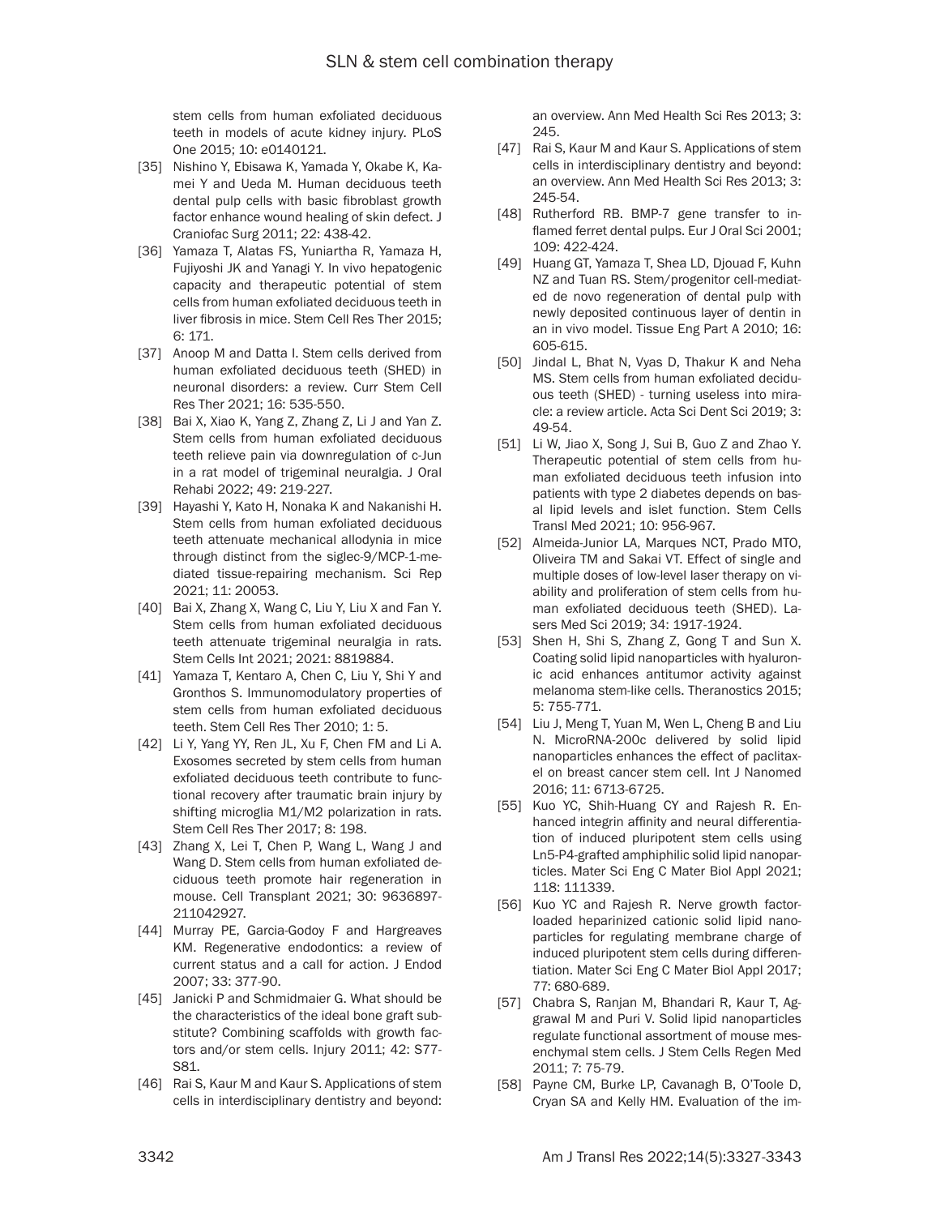stem cells from human exfoliated deciduous teeth in models of acute kidney injury. PLoS One 2015; 10: e0140121.

[35] Nishino Y, Ebisawa K, Yamada Y, Okabe K, Kamei Y and Ueda M. Human deciduous teeth dental pulp cells with basic fibroblast growth factor enhance wound healing of skin defect. J Craniofac Surg 2011; 22: 438-42.

[36] Yamaza T, Alatas FS, Yuniartha R, Yamaza H, Fujiyoshi JK and Yanagi Y. In vivo hepatogenic capacity and therapeutic potential of stem cells from human exfoliated deciduous teeth in liver fibrosis in mice. Stem Cell Res Ther 2015; 6: 171.

[37] Anoop M and Datta I. Stem cells derived from human exfoliated deciduous teeth (SHED) in neuronal disorders: a review. Curr Stem Cell Res Ther 2021; 16: 535-550.

[38] Bai X, Xiao K, Yang Z, Zhang Z, Li J and Yan Z. Stem cells from human exfoliated deciduous teeth relieve pain via downregulation of c-Jun in a rat model of trigeminal neuralgia. J Oral Rehabi 2022; 49: 219-227.

[39] Hayashi Y, Kato H, Nonaka K and Nakanishi H. Stem cells from human exfoliated deciduous teeth attenuate mechanical allodynia in mice through distinct from the siglec-9/MCP-1-mediated tissue-repairing mechanism. Sci Rep 2021; 11: 20053.

[40] Bai X, Zhang X, Wang C, Liu Y, Liu X and Fan Y. Stem cells from human exfoliated deciduous teeth attenuate trigeminal neuralgia in rats. Stem Cells Int 2021; 2021: 8819884.

[41] Yamaza T, Kentaro A, Chen C, Liu Y, Shi Y and Gronthos S. Immunomodulatory properties of stem cells from human exfoliated deciduous teeth. Stem Cell Res Ther 2010; 1: 5.

[42] Li Y, Yang YY, Ren JL, Xu F, Chen FM and Li A. Exosomes secreted by stem cells from human exfoliated deciduous teeth contribute to functional recovery after traumatic brain injury by shifting microglia M1/M2 polarization in rats. Stem Cell Res Ther 2017; 8: 198.

[43] Zhang X, Lei T, Chen P, Wang L, Wang J and Wang D. Stem cells from human exfoliated deciduous teeth promote hair regeneration in mouse. Cell Transplant 2021; 30: 9636897-211042927.

[44] Murray PE, Garcia-Godoy F and Hargreaves KM. Regenerative endodontics: a review of current status and a call for action. J Endod 2007; 33: 377-90.

[45] Janicki P and Schmidmaier G. What should be the characteristics of the ideal bone graft substitute? Combining scaffolds with growth factors and/or stem cells. Injury 2011; 42: S77-S81.

[46] Rai S, Kaur M and Kaur S. Applications of stem cells in interdisciplinary dentistry and beyond: an overview. Ann Med Health Sci Res 2013; 3: 245.

[47] Rai S, Kaur M and Kaur S. Applications of stem cells in interdisciplinary dentistry and beyond: an overview. Ann Med Health Sci Res 2013; 3: 245-54.

[48] Rutherford RB. BMP-7 gene transfer to inflamed ferret dental pulps. Eur J Oral Sci 2001; 109: 422-424.

[49] Huang GT, Yamaza T, Shea LD, Djouad F, Kuhn NZ and Tuan RS. Stem/progenitor cell-mediated de novo regeneration of dental pulp with newly deposited continuous layer of dentin in an in vivo model. Tissue Eng Part A 2010; 16: 605-615.

[50] Jindal L, Bhat N, Vyas D, Thakur K and Neha MS. Stem cells from human exfoliated deciduous teeth (SHED) - turning useless into miracle: a review article. Acta Sci Dent Sci 2019; 3: 49-54.

[51] Li W, Jiao X, Song J, Sui B, Guo Z and Zhao Y. Therapeutic potential of stem cells from human exfoliated deciduous teeth infusion into patients with type 2 diabetes depends on basal lipid levels and islet function. Stem Cells Transl Med 2021; 10: 956-967.

[52] Almeida-Junior LA, Marques NCT, Prado MTO, Oliveira TM and Sakai VT. Effect of single and multiple doses of low-level laser therapy on viability and proliferation of stem cells from human exfoliated deciduous teeth (SHED). Lasers Med Sci 2019; 34: 1917-1924.

[53] Shen H, Shi S, Zhang Z, Gong T and Sun X. Coating solid lipid nanoparticles with hyaluronic acid enhances antitumor activity against melanoma stem-like cells. Theranostics 2015; 5: 755-771.

[54] Liu J, Meng T, Yuan M, Wen L, Cheng B and Liu N. MicroRNA-200c delivered by solid lipid nanoparticles enhances the effect of paclitaxel on breast cancer stem cell. Int J Nanomed 2016; 11: 6713-6725.

[55] Kuo YC, Shih-Huang CY and Rajesh R. Enhanced integrin affinity and neural differentiation of induced pluripotent stem cells using Ln5-P4-grafted amphiphilic solid lipid nanoparticles. Mater Sci Eng C Mater Biol Appl 2021; 118: 111339.

[56] Kuo YC and Rajesh R. Nerve growth factor-loaded heparinized cationic solid lipid nanoparticles for regulating membrane charge of induced pluripotent stem cells during differentiation. Mater Sci Eng C Mater Biol Appl 2017; 77: 680-689.

[57] Chabra S, Ranjan M, Bhandari R, Kaur T, Aggrawal M and Puri V. Solid lipid nanoparticles regulate functional assortment of mouse mesenchymal stem cells. J Stem Cells Regen Med 2011; 7: 75-79.

[58] Payne CM, Burke LP, Cavanagh B, O'Toole D, Cryan SA and Kelly HM. Evaluation of the im-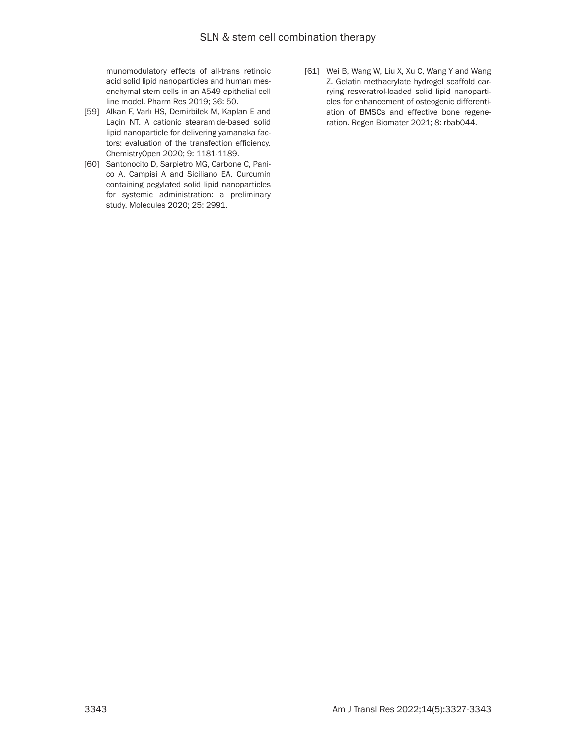munomodulatory effects of all-trans retinoic acid solid lipid nanoparticles and human mesenchymal stem cells in an A549 epithelial cell line model. Pharm Res 2019; 36: 50.

[59] Alkan F, Varlı HS, Demirbilek M, Kaplan E and Laçin NT. A cationic stearamide-based solid lipid nanoparticle for delivering yamanaka factors: evaluation of the transfection efficiency. ChemistryOpen 2020; 9: 1181-1189.

[60] Santonocito D, Sarpietro MG, Carbone C, Panico A, Campisi A and Siciliano EA. Curcumin containing pegylated solid lipid nanoparticles for systemic administration: a preliminary study. Molecules 2020; 25: 2991.

[61] Wei B, Wang W, Liu X, Xu C, Wang Y and Wang Z. Gelatin methacrylate hydrogel scaffold carrying resveratrol-loaded solid lipid nanoparticles for enhancement of osteogenic differentiation of BMSCs and effective bone regeneration. Regen Biomater 2021; 8: rbab044.